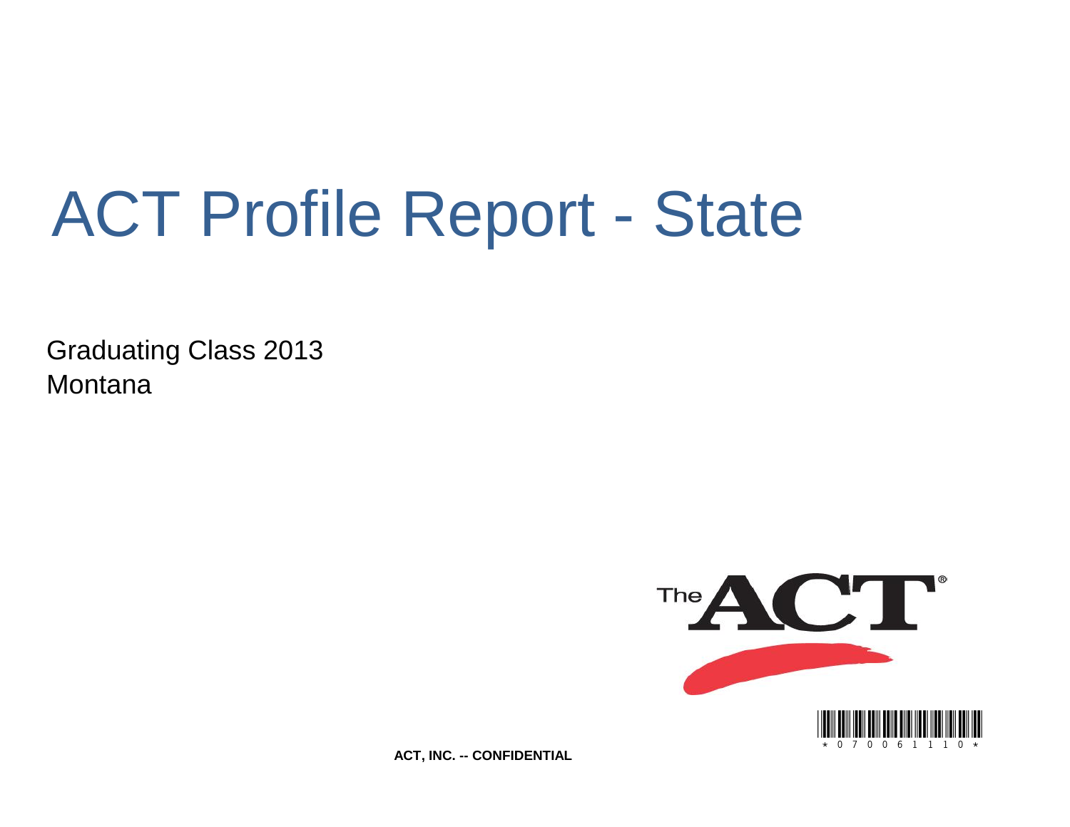# ACT Profile Report - State

Graduating Class 2013
Montana

**ACT, INC. -- CONFIDENTIAL**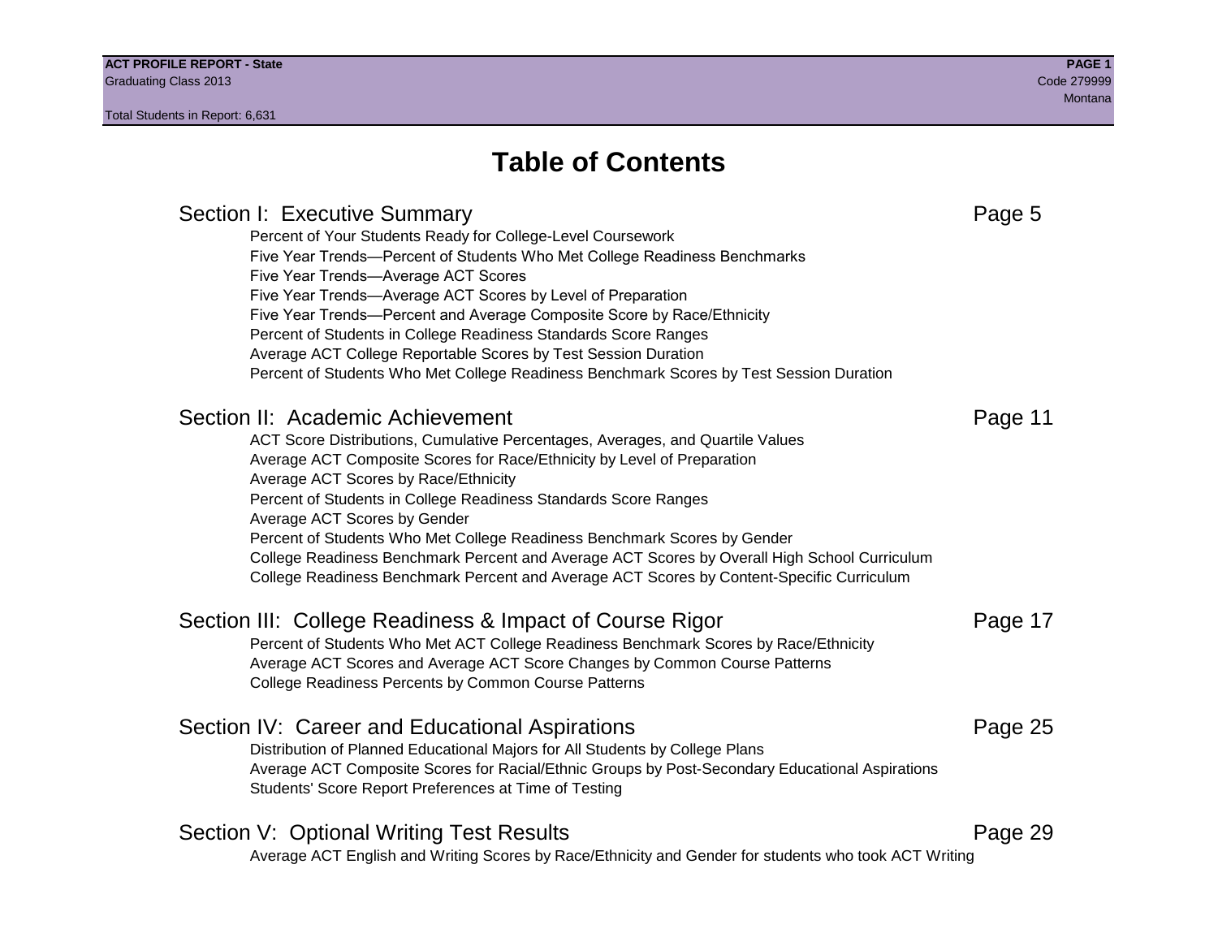# Table of Contents

## Section I: Executive Summary — Page 5

- Percent of Your Students Ready for College-Level Coursework
- Five Year Trends—Percent of Students Who Met College Readiness Benchmarks
- Five Year Trends—Average ACT Scores
- Five Year Trends—Average ACT Scores by Level of Preparation
- Five Year Trends—Percent and Average Composite Score by Race/Ethnicity
- Percent of Students in College Readiness Standards Score Ranges
- Average ACT College Reportable Scores by Test Session Duration
- Percent of Students Who Met College Readiness Benchmark Scores by Test Session Duration

## Section II: Academic Achievement — Page 11

- ACT Score Distributions, Cumulative Percentages, Averages, and Quartile Values
- Average ACT Composite Scores for Race/Ethnicity by Level of Preparation
- Average ACT Scores by Race/Ethnicity
- Percent of Students in College Readiness Standards Score Ranges
- Average ACT Scores by Gender
- Percent of Students Who Met College Readiness Benchmark Scores by Gender
- College Readiness Benchmark Percent and Average ACT Scores by Overall High School Curriculum
- College Readiness Benchmark Percent and Average ACT Scores by Content-Specific Curriculum

## Section III: College Readiness & Impact of Course Rigor — Page 17

- Percent of Students Who Met ACT College Readiness Benchmark Scores by Race/Ethnicity
- Average ACT Scores and Average ACT Score Changes by Common Course Patterns
- College Readiness Percents by Common Course Patterns

## Section IV: Career and Educational Aspirations — Page 25

- Distribution of Planned Educational Majors for All Students by College Plans
- Average ACT Composite Scores for Racial/Ethnic Groups by Post-Secondary Educational Aspirations
- Students' Score Report Preferences at Time of Testing

## Section V: Optional Writing Test Results — Page 29

- Average ACT English and Writing Scores by Race/Ethnicity and Gender for students who took ACT Writing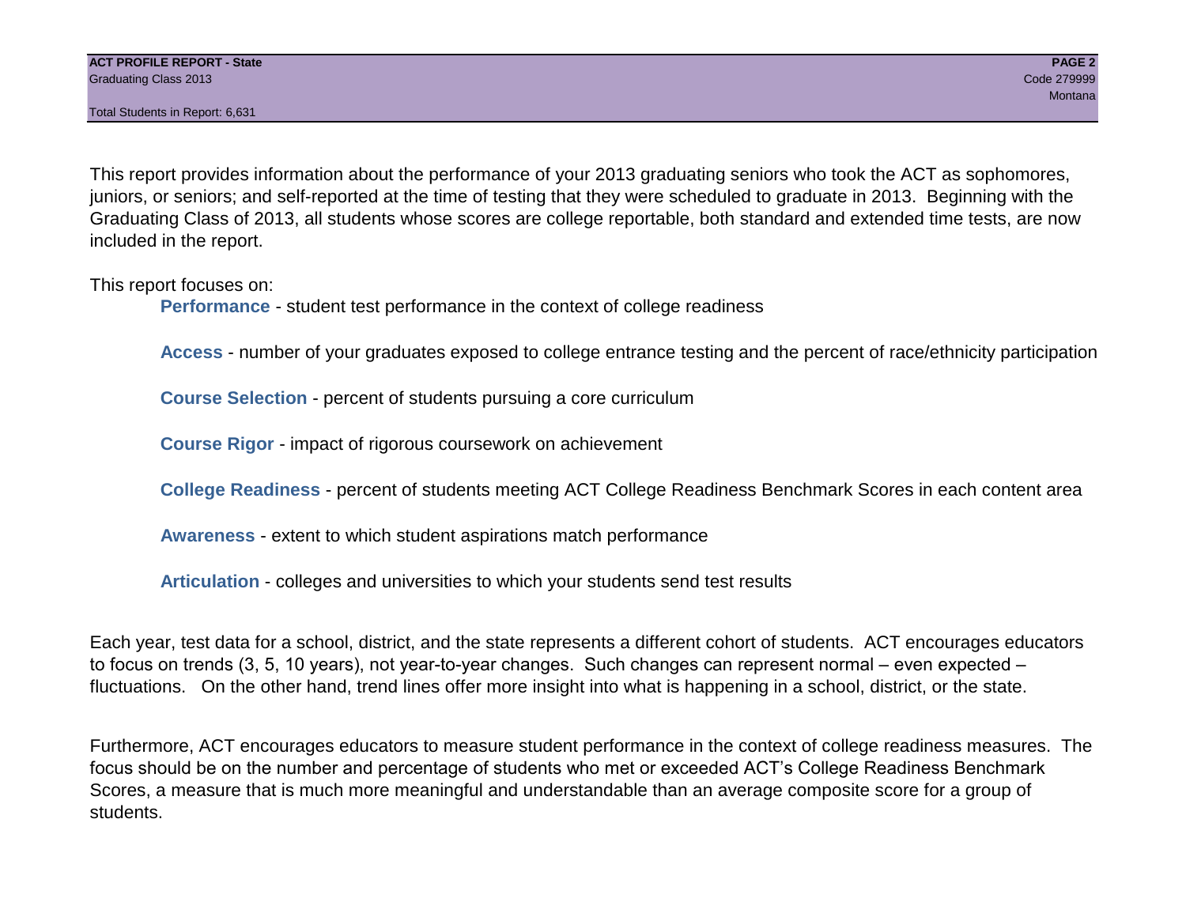This report provides information about the performance of your 2013 graduating seniors who took the ACT as sophomores, juniors, or seniors; and self-reported at the time of testing that they were scheduled to graduate in 2013. Beginning with the Graduating Class of 2013, all students whose scores are college reportable, both standard and extended time tests, are now included in the report.

This report focuses on:

- **Performance** - student test performance in the context of college readiness
- **Access** - number of your graduates exposed to college entrance testing and the percent of race/ethnicity participation
- **Course Selection** - percent of students pursuing a core curriculum
- **Course Rigor** - impact of rigorous coursework on achievement
- **College Readiness** - percent of students meeting ACT College Readiness Benchmark Scores in each content area
- **Awareness** - extent to which student aspirations match performance
- **Articulation** - colleges and universities to which your students send test results

Each year, test data for a school, district, and the state represents a different cohort of students. ACT encourages educators to focus on trends (3, 5, 10 years), not year-to-year changes. Such changes can represent normal – even expected – fluctuations. On the other hand, trend lines offer more insight into what is happening in a school, district, or the state.

Furthermore, ACT encourages educators to measure student performance in the context of college readiness measures. The focus should be on the number and percentage of students who met or exceeded ACT's College Readiness Benchmark Scores, a measure that is much more meaningful and understandable than an average composite score for a group of students.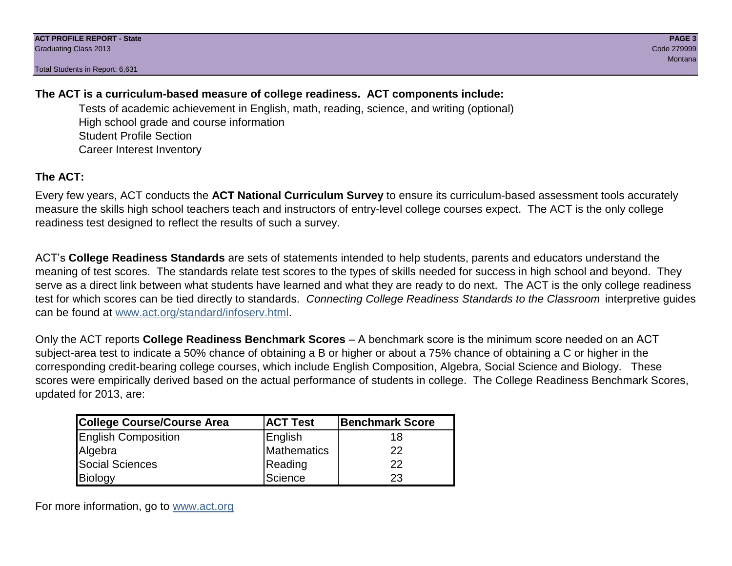**The ACT is a curriculum-based measure of college readiness. ACT components include:**

- Tests of academic achievement in English, math, reading, science, and writing (optional)
- High school grade and course information
- Student Profile Section
- Career Interest Inventory

## The ACT:

Every few years, ACT conducts the **ACT National Curriculum Survey** to ensure its curriculum-based assessment tools accurately measure the skills high school teachers teach and instructors of entry-level college courses expect. The ACT is the only college readiness test designed to reflect the results of such a survey.

ACT's **College Readiness Standards** are sets of statements intended to help students, parents and educators understand the meaning of test scores. The standards relate test scores to the types of skills needed for success in high school and beyond. They serve as a direct link between what students have learned and what they are ready to do next. The ACT is the only college readiness test for which scores can be tied directly to standards. *Connecting College Readiness Standards to the Classroom* interpretive guides can be found at www.act.org/standard/infoserv.html.

Only the ACT reports **College Readiness Benchmark Scores** – A benchmark score is the minimum score needed on an ACT subject-area test to indicate a 50% chance of obtaining a B or higher or about a 75% chance of obtaining a C or higher in the corresponding credit-bearing college courses, which include English Composition, Algebra, Social Science and Biology. These scores were empirically derived based on the actual performance of students in college. The College Readiness Benchmark Scores, updated for 2013, are:

| College Course/Course Area | ACT Test | Benchmark Score |
|---|---|---|
| English Composition | English | 18 |
| Algebra | Mathematics | 22 |
| Social Sciences | Reading | 22 |
| Biology | Science | 23 |

For more information, go to www.act.org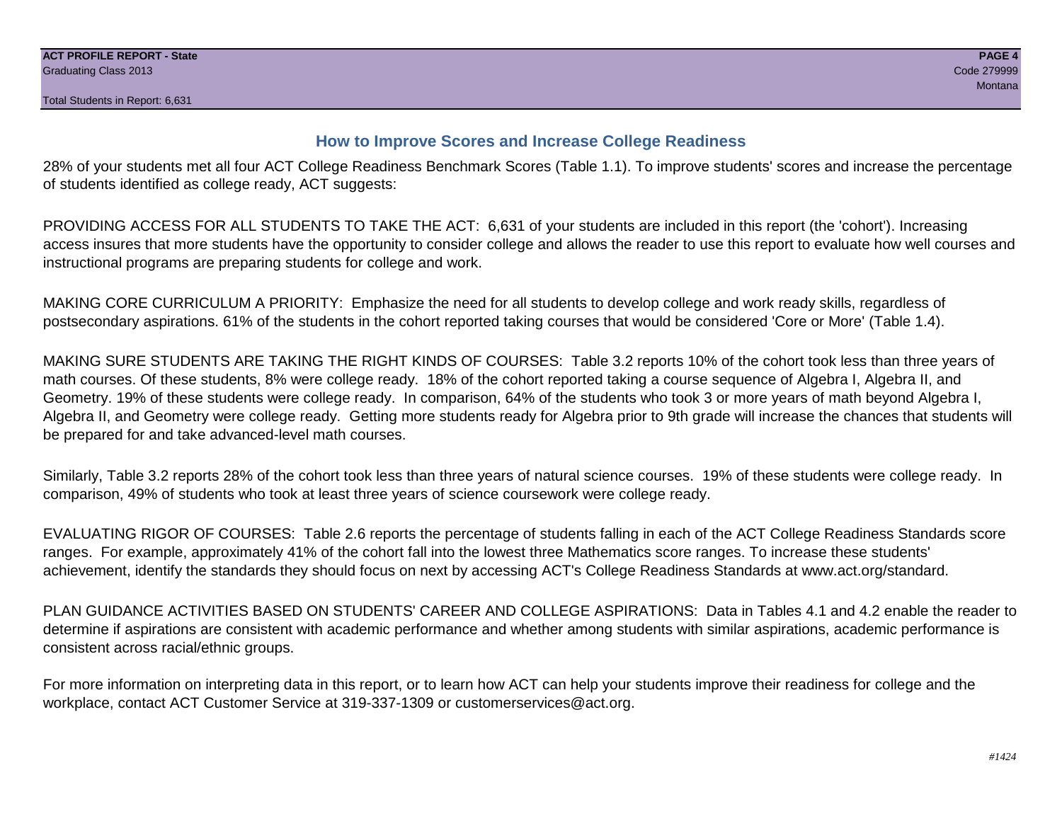## How to Improve Scores and Increase College Readiness

28% of your students met all four ACT College Readiness Benchmark Scores (Table 1.1). To improve students' scores and increase the percentage of students identified as college ready, ACT suggests:

PROVIDING ACCESS FOR ALL STUDENTS TO TAKE THE ACT: 6,631 of your students are included in this report (the 'cohort'). Increasing access insures that more students have the opportunity to consider college and allows the reader to use this report to evaluate how well courses and instructional programs are preparing students for college and work.

MAKING CORE CURRICULUM A PRIORITY: Emphasize the need for all students to develop college and work ready skills, regardless of postsecondary aspirations. 61% of the students in the cohort reported taking courses that would be considered 'Core or More' (Table 1.4).

MAKING SURE STUDENTS ARE TAKING THE RIGHT KINDS OF COURSES: Table 3.2 reports 10% of the cohort took less than three years of math courses. Of these students, 8% were college ready. 18% of the cohort reported taking a course sequence of Algebra I, Algebra II, and Geometry. 19% of these students were college ready. In comparison, 64% of the students who took 3 or more years of math beyond Algebra I, Algebra II, and Geometry were college ready. Getting more students ready for Algebra prior to 9th grade will increase the chances that students will be prepared for and take advanced-level math courses.

Similarly, Table 3.2 reports 28% of the cohort took less than three years of natural science courses. 19% of these students were college ready. In comparison, 49% of students who took at least three years of science coursework were college ready.

EVALUATING RIGOR OF COURSES: Table 2.6 reports the percentage of students falling in each of the ACT College Readiness Standards score ranges. For example, approximately 41% of the cohort fall into the lowest three Mathematics score ranges. To increase these students' achievement, identify the standards they should focus on next by accessing ACT's College Readiness Standards at www.act.org/standard.

PLAN GUIDANCE ACTIVITIES BASED ON STUDENTS' CAREER AND COLLEGE ASPIRATIONS: Data in Tables 4.1 and 4.2 enable the reader to determine if aspirations are consistent with academic performance and whether among students with similar aspirations, academic performance is consistent across racial/ethnic groups.

For more information on interpreting data in this report, or to learn how ACT can help your students improve their readiness for college and the workplace, contact ACT Customer Service at 319-337-1309 or customerservices@act.org.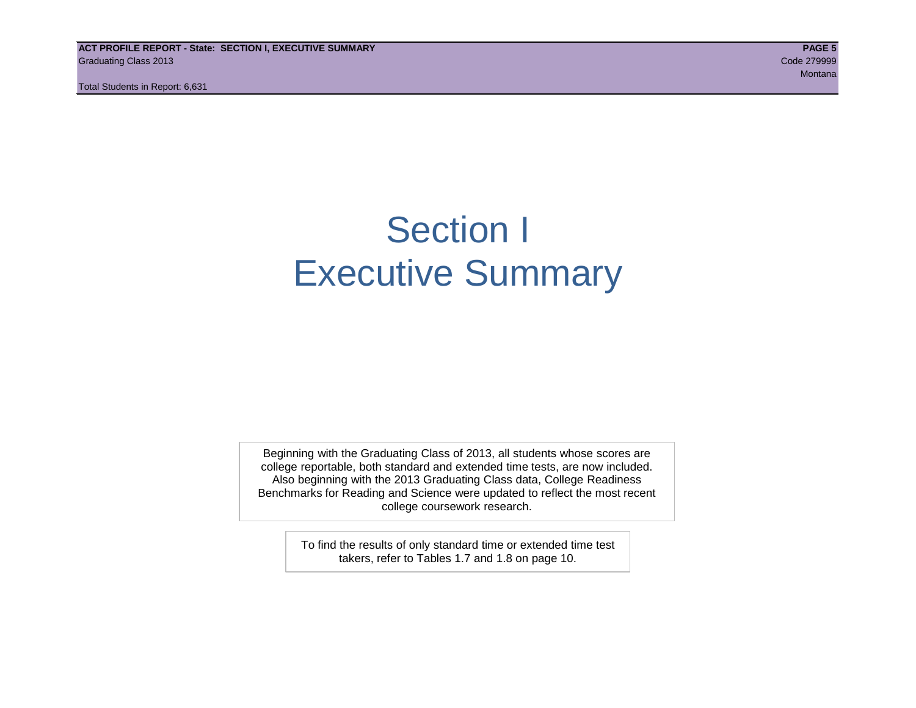# Section I
# Executive Summary

Beginning with the Graduating Class of 2013, all students whose scores are college reportable, both standard and extended time tests, are now included. Also beginning with the 2013 Graduating Class data, College Readiness Benchmarks for Reading and Science were updated to reflect the most recent college coursework research.

To find the results of only standard time or extended time test takers, refer to Tables 1.7 and 1.8 on page 10.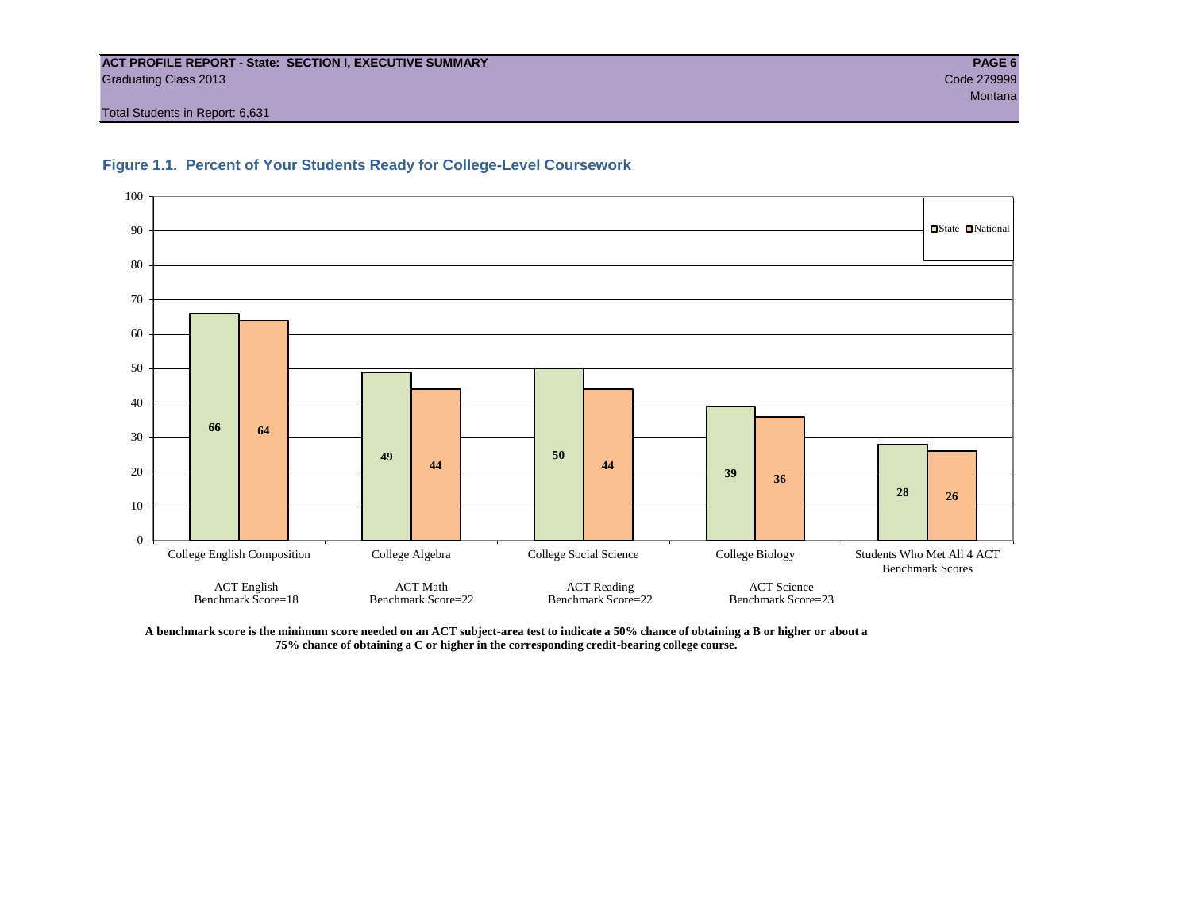**ACT PROFILE REPORT - State: SECTION I, EXECUTIVE SUMMARY**
Graduating Class 2013
Code 279999
Montana
Total Students in Report: 6,631

### Figure 1.1. Percent of Your Students Ready for College-Level Coursework

| Course | ACT Test / Benchmark | State | National |
|---|---|---|---|
| College English Composition | ACT English Benchmark Score=18 | 66 | 64 |
| College Algebra | ACT Math Benchmark Score=22 | 49 | 44 |
| College Social Science | ACT Reading Benchmark Score=22 | 50 | 44 |
| College Biology | ACT Science Benchmark Score=23 | 39 | 36 |
| Students Who Met All 4 ACT Benchmark Scores | | 28 | 26 |

**A benchmark score is the minimum score needed on an ACT subject-area test to indicate a 50% chance of obtaining a B or higher or about a 75% chance of obtaining a C or higher in the corresponding credit-bearing college course.**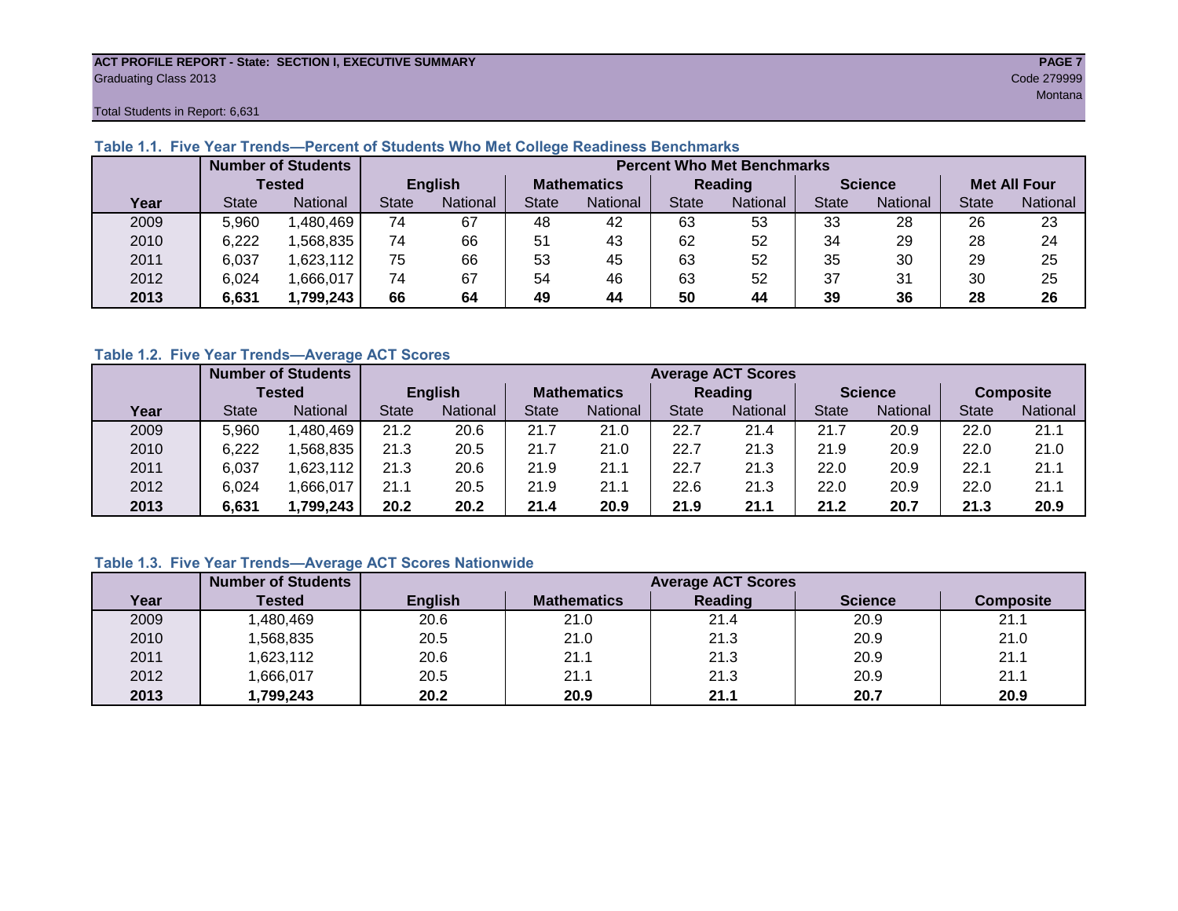ACT PROFILE REPORT - State: SECTION I, EXECUTIVE SUMMARY
Graduating Class 2013
Code 279999
Montana
Total Students in Report: 6,631

### Table 1.1. Five Year Trends—Percent of Students Who Met College Readiness Benchmarks

| | Number of Students Tested | | Percent Who Met Benchmarks | | | | | | | | | |
|---|---|---|---|---|---|---|---|---|---|---|---|---|
| | | | English | | Mathematics | | Reading | | Science | | Met All Four | |
| Year | State | National | State | National | State | National | State | National | State | National | State | National |
| 2009 | 5,960 | 1,480,469 | 74 | 67 | 48 | 42 | 63 | 53 | 33 | 28 | 26 | 23 |
| 2010 | 6,222 | 1,568,835 | 74 | 66 | 51 | 43 | 62 | 52 | 34 | 29 | 28 | 24 |
| 2011 | 6,037 | 1,623,112 | 75 | 66 | 53 | 45 | 63 | 52 | 35 | 30 | 29 | 25 |
| 2012 | 6,024 | 1,666,017 | 74 | 67 | 54 | 46 | 63 | 52 | 37 | 31 | 30 | 25 |
| **2013** | **6,631** | **1,799,243** | **66** | **64** | **49** | **44** | **50** | **44** | **39** | **36** | **28** | **26** |

### Table 1.2. Five Year Trends—Average ACT Scores

| | Number of Students Tested | | Average ACT Scores | | | | | | | | | |
|---|---|---|---|---|---|---|---|---|---|---|---|---|
| | | | English | | Mathematics | | Reading | | Science | | Composite | |
| Year | State | National | State | National | State | National | State | National | State | National | State | National |
| 2009 | 5,960 | 1,480,469 | 21.2 | 20.6 | 21.7 | 21.0 | 22.7 | 21.4 | 21.7 | 20.9 | 22.0 | 21.1 |
| 2010 | 6,222 | 1,568,835 | 21.3 | 20.5 | 21.7 | 21.0 | 22.7 | 21.3 | 21.9 | 20.9 | 22.0 | 21.0 |
| 2011 | 6,037 | 1,623,112 | 21.3 | 20.6 | 21.9 | 21.1 | 22.7 | 21.3 | 22.0 | 20.9 | 22.1 | 21.1 |
| 2012 | 6,024 | 1,666,017 | 21.1 | 20.5 | 21.9 | 21.1 | 22.6 | 21.3 | 22.0 | 20.9 | 22.0 | 21.1 |
| **2013** | **6,631** | **1,799,243** | **20.2** | **20.2** | **21.4** | **20.9** | **21.9** | **21.1** | **21.2** | **20.7** | **21.3** | **20.9** |

### Table 1.3. Five Year Trends—Average ACT Scores Nationwide

| | Number of Students | Average ACT Scores | | | | |
|---|---|---|---|---|---|---|
| Year | Tested | English | Mathematics | Reading | Science | Composite |
| 2009 | 1,480,469 | 20.6 | 21.0 | 21.4 | 20.9 | 21.1 |
| 2010 | 1,568,835 | 20.5 | 21.0 | 21.3 | 20.9 | 21.0 |
| 2011 | 1,623,112 | 20.6 | 21.1 | 21.3 | 20.9 | 21.1 |
| 2012 | 1,666,017 | 20.5 | 21.1 | 21.3 | 20.9 | 21.1 |
| **2013** | **1,799,243** | **20.2** | **20.9** | **21.1** | **20.7** | **20.9** |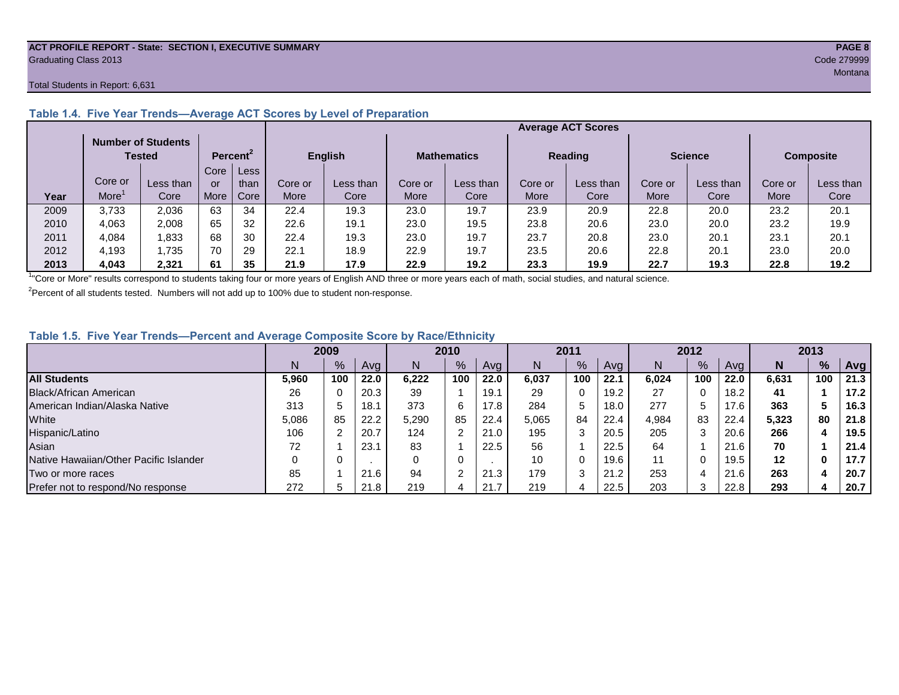ACT PROFILE REPORT - State: SECTION I, EXECUTIVE SUMMARY
Graduating Class 2013
Code 279999
Montana

Total Students in Report: 6,631

### Table 1.4. Five Year Trends—Average ACT Scores by Level of Preparation

| | Number of Students Tested | | Percent[2] | | Average ACT Scores | | | | | | | | | |
|---|---|---|---|---|---|---|---|---|---|---|---|---|---|---|
| | | | | | English | | Mathematics | | Reading | | Science | | Composite | |
| Year | Core or More[1] | Less than Core | Core or More | Less than Core | Core or More | Less than Core | Core or More | Less than Core | Core or More | Less than Core | Core or More | Less than Core | Core or More | Less than Core |
| 2009 | 3,733 | 2,036 | 63 | 34 | 22.4 | 19.3 | 23.0 | 19.7 | 23.9 | 20.9 | 22.8 | 20.0 | 23.2 | 20.1 |
| 2010 | 4,063 | 2,008 | 65 | 32 | 22.6 | 19.1 | 23.0 | 19.5 | 23.8 | 20.6 | 23.0 | 20.0 | 23.2 | 19.9 |
| 2011 | 4,084 | 1,833 | 68 | 30 | 22.4 | 19.3 | 23.0 | 19.7 | 23.7 | 20.8 | 23.0 | 20.1 | 23.1 | 20.1 |
| 2012 | 4,193 | 1,735 | 70 | 29 | 22.1 | 18.9 | 22.9 | 19.7 | 23.5 | 20.6 | 22.8 | 20.1 | 23.0 | 20.0 |
| **2013** | **4,043** | **2,321** | **61** | **35** | **21.9** | **17.9** | **22.9** | **19.2** | **23.3** | **19.9** | **22.7** | **19.3** | **22.8** | **19.2** |

[1]"Core or More" results correspond to students taking four or more years of English AND three or more years each of math, social studies, and natural science.

[2]Percent of all students tested. Numbers will not add up to 100% due to student non-response.

### Table 1.5. Five Year Trends—Percent and Average Composite Score by Race/Ethnicity

| | 2009 | | | 2010 | | | 2011 | | | 2012 | | | 2013 | | |
|---|---|---|---|---|---|---|---|---|---|---|---|---|---|---|---|
| | N | % | Avg | N | % | Avg | N | % | Avg | N | % | Avg | **N** | **%** | **Avg** |
| **All Students** | **5,960** | **100** | **22.0** | **6,222** | **100** | **22.0** | **6,037** | **100** | **22.1** | **6,024** | **100** | **22.0** | **6,631** | **100** | **21.3** |
| Black/African American | 26 | 0 | 20.3 | 39 | 1 | 19.1 | 29 | 0 | 19.2 | 27 | 0 | 18.2 | **41** | **1** | **17.2** |
| American Indian/Alaska Native | 313 | 5 | 18.1 | 373 | 6 | 17.8 | 284 | 5 | 18.0 | 277 | 5 | 17.6 | **363** | **5** | **16.3** |
| White | 5,086 | 85 | 22.2 | 5,290 | 85 | 22.4 | 5,065 | 84 | 22.4 | 4,984 | 83 | 22.4 | **5,323** | **80** | **21.8** |
| Hispanic/Latino | 106 | 2 | 20.7 | 124 | 2 | 21.0 | 195 | 3 | 20.5 | 205 | 3 | 20.6 | **266** | **4** | **19.5** |
| Asian | 72 | 1 | 23.1 | 83 | 1 | 22.5 | 56 | 1 | 22.5 | 64 | 1 | 21.6 | **70** | **1** | **21.4** |
| Native Hawaiian/Other Pacific Islander | 0 | 0 | . | 0 | 0 | . | 10 | 0 | 19.6 | 11 | 0 | 19.5 | **12** | **0** | **17.7** |
| Two or more races | 85 | 1 | 21.6 | 94 | 2 | 21.3 | 179 | 3 | 21.2 | 253 | 4 | 21.6 | **263** | **4** | **20.7** |
| Prefer not to respond/No response | 272 | 5 | 21.8 | 219 | 4 | 21.7 | 219 | 4 | 22.5 | 203 | 3 | 22.8 | **293** | **4** | **20.7** |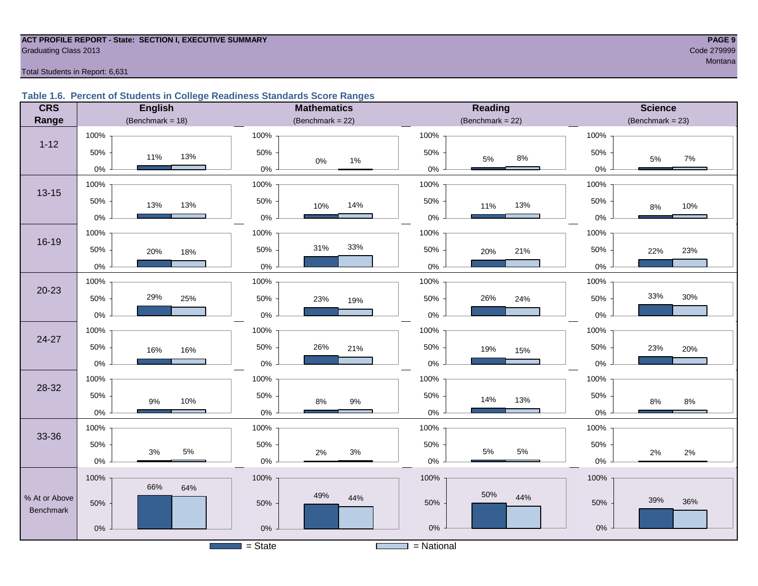ACT PROFILE REPORT - State: SECTION I, EXECUTIVE SUMMARY
Graduating Class 2013

Code 279999
Montana

Total Students in Report: 6,631

### Table 1.6. Percent of Students in College Readiness Standards Score Ranges

| CRS Range | English (Benchmark = 18) State | English National | Mathematics (Benchmark = 22) State | Mathematics National | Reading (Benchmark = 22) State | Reading National | Science (Benchmark = 23) State | Science National |
|---|---|---|---|---|---|---|---|---|
| 1-12 | 11% | 13% | 0% | 1% | 5% | 8% | 5% | 7% |
| 13-15 | 13% | 13% | 10% | 14% | 11% | 13% | 8% | 10% |
| 16-19 | 20% | 18% | 31% | 33% | 20% | 21% | 22% | 23% |
| 20-23 | 29% | 25% | 23% | 19% | 26% | 24% | 33% | 30% |
| 24-27 | 16% | 16% | 26% | 21% | 19% | 15% | 23% | 20% |
| 28-32 | 9% | 10% | 8% | 9% | 14% | 13% | 8% | 8% |
| 33-36 | 3% | 5% | 2% | 3% | 5% | 5% | 2% | 2% |
| % At or Above Benchmark | 66% | 64% | 49% | 44% | 50% | 44% | 39% | 36% |

= State    = National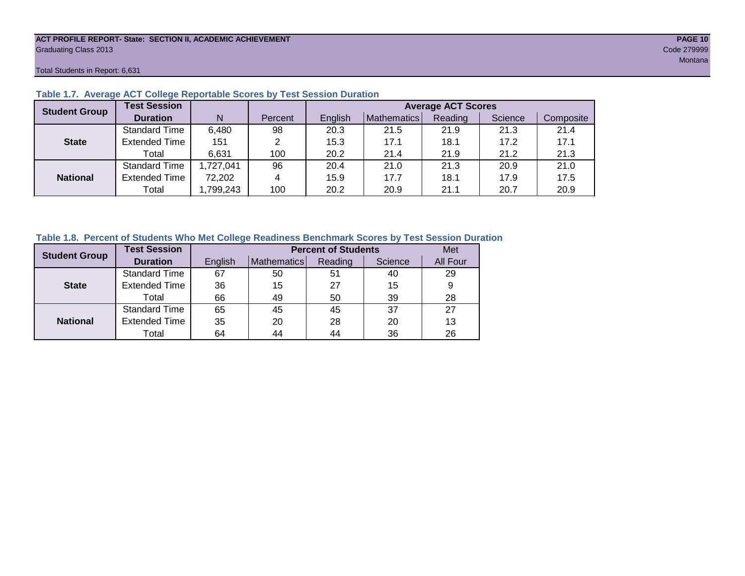**ACT PROFILE REPORT- State: SECTION II, ACADEMIC ACHIEVEMENT**
Graduating Class 2013

Code 279999
Montana

Total Students in Report: 6,631

### Table 1.7. Average ACT College Reportable Scores by Test Session Duration

| Student Group | Test Session Duration | N | Percent | Average ACT Scores | | | | |
|---|---|---|---|---|---|---|---|---|
| | | | | English | Mathematics | Reading | Science | Composite |
| **State** | Standard Time | 6,480 | 98 | 20.3 | 21.5 | 21.9 | 21.3 | 21.4 |
| | Extended Time | 151 | 2 | 15.3 | 17.1 | 18.1 | 17.2 | 17.1 |
| | Total | 6,631 | 100 | 20.2 | 21.4 | 21.9 | 21.2 | 21.3 |
| **National** | Standard Time | 1,727,041 | 96 | 20.4 | 21.0 | 21.3 | 20.9 | 21.0 |
| | Extended Time | 72,202 | 4 | 15.9 | 17.7 | 18.1 | 17.9 | 17.5 |
| | Total | 1,799,243 | 100 | 20.2 | 20.9 | 21.1 | 20.7 | 20.9 |

### Table 1.8. Percent of Students Who Met College Readiness Benchmark Scores by Test Session Duration

| Student Group | Test Session Duration | Percent of Students | | | | Met |
|---|---|---|---|---|---|---|
| | | English | Mathematics | Reading | Science | All Four |
| **State** | Standard Time | 67 | 50 | 51 | 40 | 29 |
| | Extended Time | 36 | 15 | 27 | 15 | 9 |
| | Total | 66 | 49 | 50 | 39 | 28 |
| **National** | Standard Time | 65 | 45 | 45 | 37 | 27 |
| | Extended Time | 35 | 20 | 28 | 20 | 13 |
| | Total | 64 | 44 | 44 | 36 | 26 |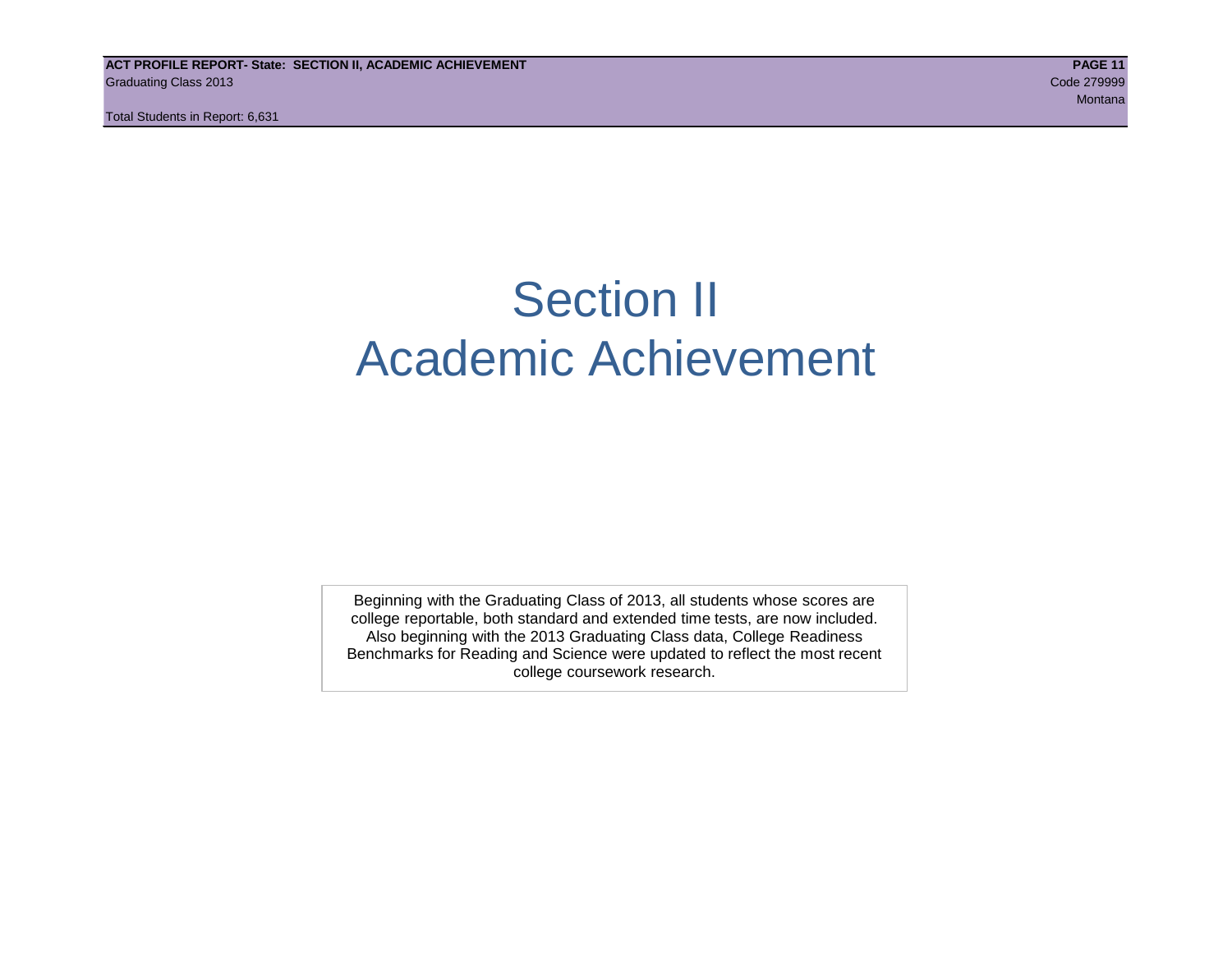# Section II
# Academic Achievement

Beginning with the Graduating Class of 2013, all students whose scores are college reportable, both standard and extended time tests, are now included. Also beginning with the 2013 Graduating Class data, College Readiness Benchmarks for Reading and Science were updated to reflect the most recent college coursework research.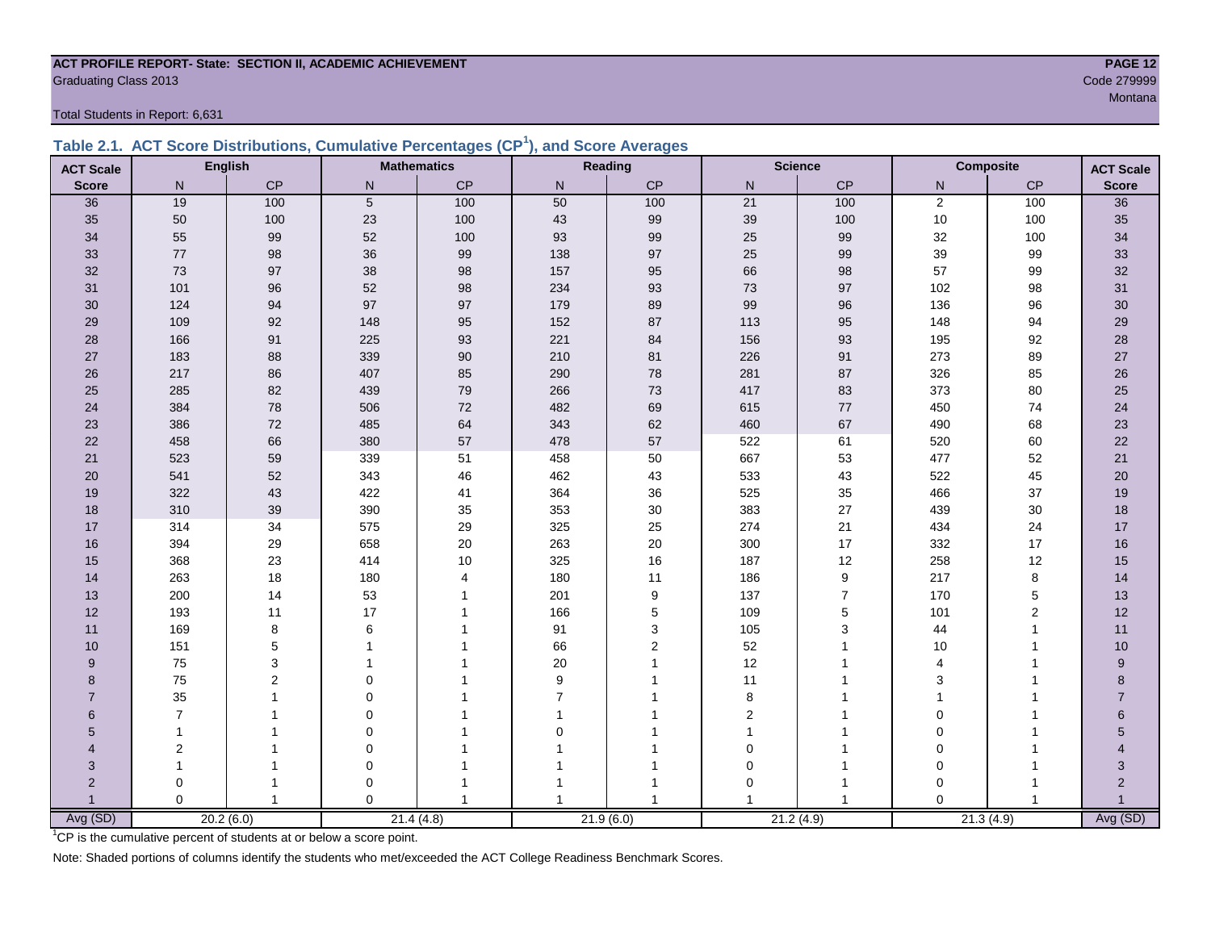**ACT PROFILE REPORT- State: SECTION II, ACADEMIC ACHIEVEMENT**

Graduating Class 2013

Code 279999

Montana

Total Students in Report: 6,631

### Table 2.1. ACT Score Distributions, Cumulative Percentages (CP[1]), and Score Averages

| ACT Scale | English | | Mathematics | | Reading | | Science | | Composite | | ACT Scale |
|---|---|---|---|---|---|---|---|---|---|---|---|
| Score | N | CP | N | CP | N | CP | N | CP | N | CP | Score |
| 36 | 19 | 100 | 5 | 100 | 50 | 100 | 21 | 100 | 2 | 100 | 36 |
| 35 | 50 | 100 | 23 | 100 | 43 | 99 | 39 | 100 | 10 | 100 | 35 |
| 34 | 55 | 99 | 52 | 100 | 93 | 99 | 25 | 99 | 32 | 100 | 34 |
| 33 | 77 | 98 | 36 | 99 | 138 | 97 | 25 | 99 | 39 | 99 | 33 |
| 32 | 73 | 97 | 38 | 98 | 157 | 95 | 66 | 98 | 57 | 99 | 32 |
| 31 | 101 | 96 | 52 | 98 | 234 | 93 | 73 | 97 | 102 | 98 | 31 |
| 30 | 124 | 94 | 97 | 97 | 179 | 89 | 99 | 96 | 136 | 96 | 30 |
| 29 | 109 | 92 | 148 | 95 | 152 | 87 | 113 | 95 | 148 | 94 | 29 |
| 28 | 166 | 91 | 225 | 93 | 221 | 84 | 156 | 93 | 195 | 92 | 28 |
| 27 | 183 | 88 | 339 | 90 | 210 | 81 | 226 | 91 | 273 | 89 | 27 |
| 26 | 217 | 86 | 407 | 85 | 290 | 78 | 281 | 87 | 326 | 85 | 26 |
| 25 | 285 | 82 | 439 | 79 | 266 | 73 | 417 | 83 | 373 | 80 | 25 |
| 24 | 384 | 78 | 506 | 72 | 482 | 69 | 615 | 77 | 450 | 74 | 24 |
| 23 | 386 | 72 | 485 | 64 | 343 | 62 | 460 | 67 | 490 | 68 | 23 |
| 22 | 458 | 66 | 380 | 57 | 478 | 57 | 522 | 61 | 520 | 60 | 22 |
| 21 | 523 | 59 | 339 | 51 | 458 | 50 | 667 | 53 | 477 | 52 | 21 |
| 20 | 541 | 52 | 343 | 46 | 462 | 43 | 533 | 43 | 522 | 45 | 20 |
| 19 | 322 | 43 | 422 | 41 | 364 | 36 | 525 | 35 | 466 | 37 | 19 |
| 18 | 310 | 39 | 390 | 35 | 353 | 30 | 383 | 27 | 439 | 30 | 18 |
| 17 | 314 | 34 | 575 | 29 | 325 | 25 | 274 | 21 | 434 | 24 | 17 |
| 16 | 394 | 29 | 658 | 20 | 263 | 20 | 300 | 17 | 332 | 17 | 16 |
| 15 | 368 | 23 | 414 | 10 | 325 | 16 | 187 | 12 | 258 | 12 | 15 |
| 14 | 263 | 18 | 180 | 4 | 180 | 11 | 186 | 9 | 217 | 8 | 14 |
| 13 | 200 | 14 | 53 | 1 | 201 | 9 | 137 | 7 | 170 | 5 | 13 |
| 12 | 193 | 11 | 17 | 1 | 166 | 5 | 109 | 5 | 101 | 2 | 12 |
| 11 | 169 | 8 | 6 | 1 | 91 | 3 | 105 | 3 | 44 | 1 | 11 |
| 10 | 151 | 5 | 1 | 1 | 66 | 2 | 52 | 1 | 10 | 1 | 10 |
| 9 | 75 | 3 | 1 | 1 | 20 | 1 | 12 | 1 | 4 | 1 | 9 |
| 8 | 75 | 2 | 0 | 1 | 9 | 1 | 11 | 1 | 3 | 1 | 8 |
| 7 | 35 | 1 | 0 | 1 | 7 | 1 | 8 | 1 | 1 | 1 | 7 |
| 6 | 7 | 1 | 0 | 1 | 1 | 1 | 2 | 1 | 0 | 1 | 6 |
| 5 | 1 | 1 | 0 | 1 | 0 | 1 | 1 | 1 | 0 | 1 | 5 |
| 4 | 2 | 1 | 0 | 1 | 1 | 1 | 0 | 1 | 0 | 1 | 4 |
| 3 | 1 | 1 | 0 | 1 | 1 | 1 | 0 | 1 | 0 | 1 | 3 |
| 2 | 0 | 1 | 0 | 1 | 1 | 1 | 0 | 1 | 0 | 1 | 2 |
| 1 | 0 | 1 | 0 | 1 | 1 | 1 | 1 | 1 | 0 | 1 | 1 |
| Avg (SD) | 20.2 (6.0) | | 21.4 (4.8) | | 21.9 (6.0) | | 21.2 (4.9) | | 21.3 (4.9) | | Avg (SD) |

[1]CP is the cumulative percent of students at or below a score point.

Note: Shaded portions of columns identify the students who met/exceeded the ACT College Readiness Benchmark Scores.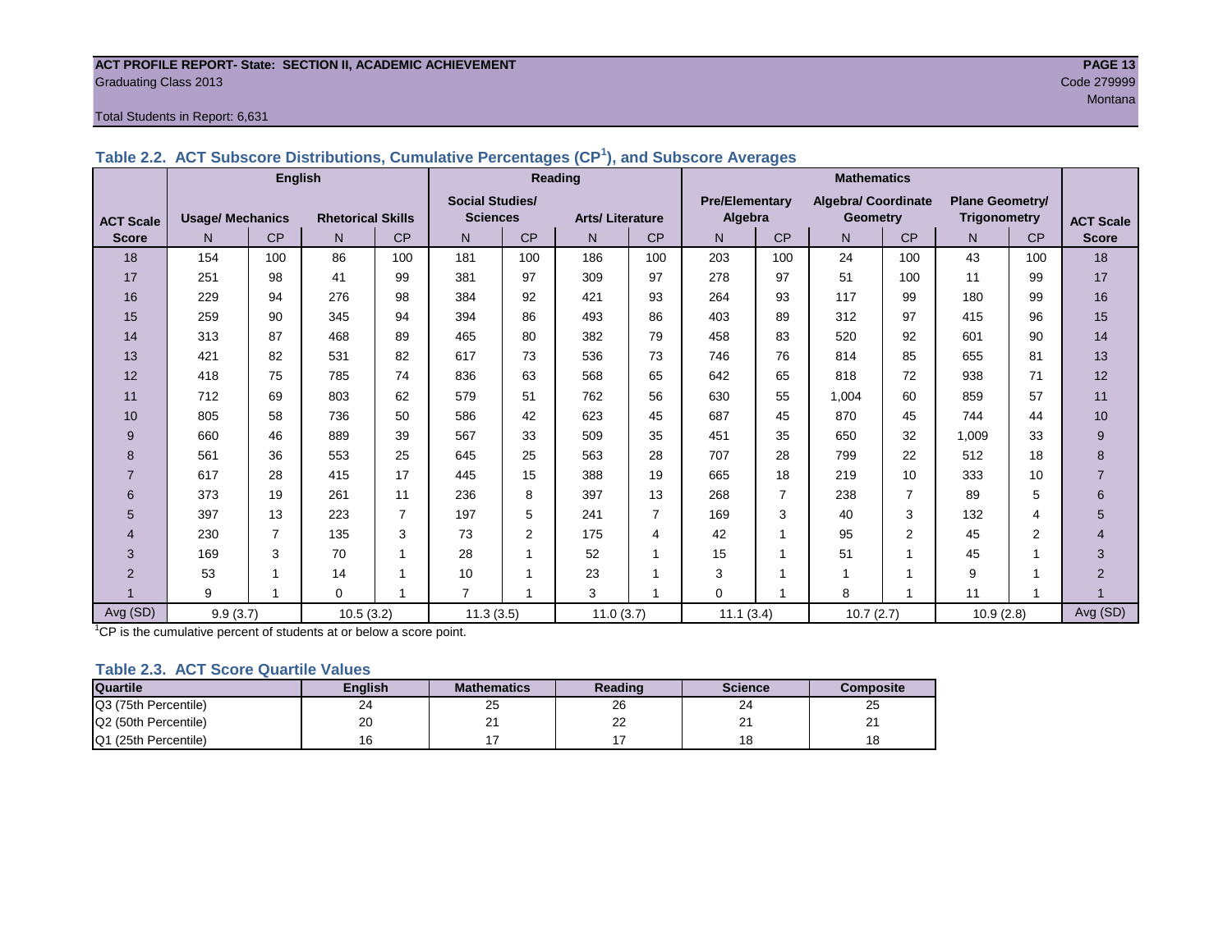**ACT PROFILE REPORT- State: SECTION II, ACADEMIC ACHIEVEMENT**
Graduating Class 2013
Code 279999
Montana

Total Students in Report: 6,631

### Table 2.2. ACT Subscore Distributions, Cumulative Percentages (CP[1]), and Subscore Averages

| ACT Scale Score | English | | | | Reading | | | | Mathematics | | | | | | ACT Scale Score |
|---|---|---|---|---|---|---|---|---|---|---|---|---|---|---|---|
| | Usage/ Mechanics | | Rhetorical Skills | | Social Studies/ Sciences | | Arts/ Literature | | Pre/Elementary Algebra | | Algebra/ Coordinate Geometry | | Plane Geometry/ Trigonometry | | |
| | N | CP | N | CP | N | CP | N | CP | N | CP | N | CP | N | CP | |
| 18 | 154 | 100 | 86 | 100 | 181 | 100 | 186 | 100 | 203 | 100 | 24 | 100 | 43 | 100 | 18 |
| 17 | 251 | 98 | 41 | 99 | 381 | 97 | 309 | 97 | 278 | 97 | 51 | 100 | 11 | 99 | 17 |
| 16 | 229 | 94 | 276 | 98 | 384 | 92 | 421 | 93 | 264 | 93 | 117 | 99 | 180 | 99 | 16 |
| 15 | 259 | 90 | 345 | 94 | 394 | 86 | 493 | 86 | 403 | 89 | 312 | 97 | 415 | 96 | 15 |
| 14 | 313 | 87 | 468 | 89 | 465 | 80 | 382 | 79 | 458 | 83 | 520 | 92 | 601 | 90 | 14 |
| 13 | 421 | 82 | 531 | 82 | 617 | 73 | 536 | 73 | 746 | 76 | 814 | 85 | 655 | 81 | 13 |
| 12 | 418 | 75 | 785 | 74 | 836 | 63 | 568 | 65 | 642 | 65 | 818 | 72 | 938 | 71 | 12 |
| 11 | 712 | 69 | 803 | 62 | 579 | 51 | 762 | 56 | 630 | 55 | 1,004 | 60 | 859 | 57 | 11 |
| 10 | 805 | 58 | 736 | 50 | 586 | 42 | 623 | 45 | 687 | 45 | 870 | 45 | 744 | 44 | 10 |
| 9 | 660 | 46 | 889 | 39 | 567 | 33 | 509 | 35 | 451 | 35 | 650 | 32 | 1,009 | 33 | 9 |
| 8 | 561 | 36 | 553 | 25 | 645 | 25 | 563 | 28 | 707 | 28 | 799 | 22 | 512 | 18 | 8 |
| 7 | 617 | 28 | 415 | 17 | 445 | 15 | 388 | 19 | 665 | 18 | 219 | 10 | 333 | 10 | 7 |
| 6 | 373 | 19 | 261 | 11 | 236 | 8 | 397 | 13 | 268 | 7 | 238 | 7 | 89 | 5 | 6 |
| 5 | 397 | 13 | 223 | 7 | 197 | 5 | 241 | 7 | 169 | 3 | 40 | 3 | 132 | 4 | 5 |
| 4 | 230 | 7 | 135 | 3 | 73 | 2 | 175 | 4 | 42 | 1 | 95 | 2 | 45 | 2 | 4 |
| 3 | 169 | 3 | 70 | 1 | 28 | 1 | 52 | 1 | 15 | 1 | 51 | 1 | 45 | 1 | 3 |
| 2 | 53 | 1 | 14 | 1 | 10 | 1 | 23 | 1 | 3 | 1 | 1 | 1 | 9 | 1 | 2 |
| 1 | 9 | 1 | 0 | 1 | 7 | 1 | 3 | 1 | 0 | 1 | 8 | 1 | 11 | 1 | 1 |
| Avg (SD) | 9.9 (3.7) | | 10.5 (3.2) | | 11.3 (3.5) | | 11.0 (3.7) | | 11.1 (3.4) | | 10.7 (2.7) | | 10.9 (2.8) | | Avg (SD) |

[1]CP is the cumulative percent of students at or below a score point.

### Table 2.3. ACT Score Quartile Values

| Quartile | English | Mathematics | Reading | Science | Composite |
|---|---|---|---|---|---|
| Q3 (75th Percentile) | 24 | 25 | 26 | 24 | 25 |
| Q2 (50th Percentile) | 20 | 21 | 22 | 21 | 21 |
| Q1 (25th Percentile) | 16 | 17 | 17 | 18 | 18 |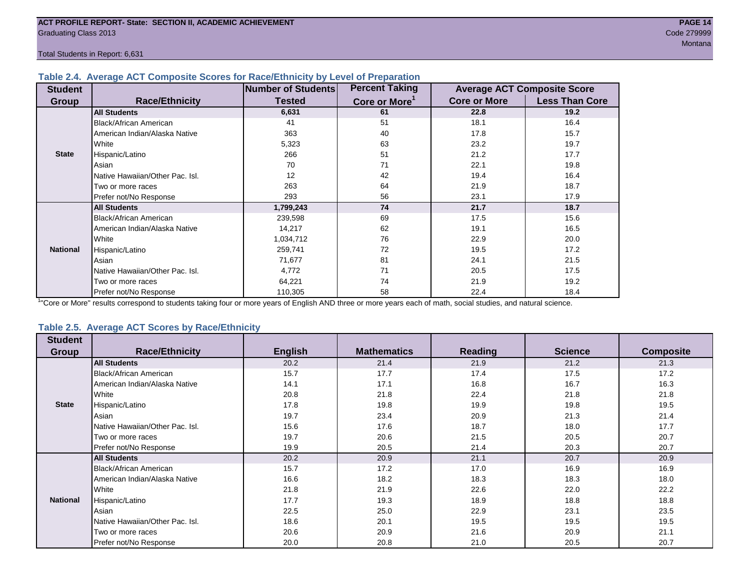**ACT PROFILE REPORT- State: SECTION II, ACADEMIC ACHIEVEMENT**

Graduating Class 2013

Code 279999

Montana

Total Students in Report: 6,631

### Table 2.4. Average ACT Composite Scores for Race/Ethnicity by Level of Preparation

| Student Group | Race/Ethnicity | Number of Students Tested | Percent Taking Core or More[1] | Average ACT Composite Score | |
|---|---|---|---|---|---|
| | | | | Core or More | Less Than Core |
| State | **All Students** | **6,631** | **61** | **22.8** | **19.2** |
| | Black/African American | 41 | 51 | 18.1 | 16.4 |
| | American Indian/Alaska Native | 363 | 40 | 17.8 | 15.7 |
| | White | 5,323 | 63 | 23.2 | 19.7 |
| | Hispanic/Latino | 266 | 51 | 21.2 | 17.7 |
| | Asian | 70 | 71 | 22.1 | 19.8 |
| | Native Hawaiian/Other Pac. Isl. | 12 | 42 | 19.4 | 16.4 |
| | Two or more races | 263 | 64 | 21.9 | 18.7 |
| | Prefer not/No Response | 293 | 56 | 23.1 | 17.9 |
| National | **All Students** | **1,799,243** | **74** | **21.7** | **18.7** |
| | Black/African American | 239,598 | 69 | 17.5 | 15.6 |
| | American Indian/Alaska Native | 14,217 | 62 | 19.1 | 16.5 |
| | White | 1,034,712 | 76 | 22.9 | 20.0 |
| | Hispanic/Latino | 259,741 | 72 | 19.5 | 17.2 |
| | Asian | 71,677 | 81 | 24.1 | 21.5 |
| | Native Hawaiian/Other Pac. Isl. | 4,772 | 71 | 20.5 | 17.5 |
| | Two or more races | 64,221 | 74 | 21.9 | 19.2 |
| | Prefer not/No Response | 110,305 | 58 | 22.4 | 18.4 |

[1]"Core or More" results correspond to students taking four or more years of English AND three or more years each of math, social studies, and natural science.

### Table 2.5. Average ACT Scores by Race/Ethnicity

| Student Group | Race/Ethnicity | English | Mathematics | Reading | Science | Composite |
|---|---|---|---|---|---|---|
| State | **All Students** | 20.2 | 21.4 | 21.9 | 21.2 | 21.3 |
| | Black/African American | 15.7 | 17.7 | 17.4 | 17.5 | 17.2 |
| | American Indian/Alaska Native | 14.1 | 17.1 | 16.8 | 16.7 | 16.3 |
| | White | 20.8 | 21.8 | 22.4 | 21.8 | 21.8 |
| | Hispanic/Latino | 17.8 | 19.8 | 19.9 | 19.8 | 19.5 |
| | Asian | 19.7 | 23.4 | 20.9 | 21.3 | 21.4 |
| | Native Hawaiian/Other Pac. Isl. | 15.6 | 17.6 | 18.7 | 18.0 | 17.7 |
| | Two or more races | 19.7 | 20.6 | 21.5 | 20.5 | 20.7 |
| | Prefer not/No Response | 19.9 | 20.5 | 21.4 | 20.3 | 20.7 |
| National | **All Students** | 20.2 | 20.9 | 21.1 | 20.7 | 20.9 |
| | Black/African American | 15.7 | 17.2 | 17.0 | 16.9 | 16.9 |
| | American Indian/Alaska Native | 16.6 | 18.2 | 18.3 | 18.3 | 18.0 |
| | White | 21.8 | 21.9 | 22.6 | 22.0 | 22.2 |
| | Hispanic/Latino | 17.7 | 19.3 | 18.9 | 18.8 | 18.8 |
| | Asian | 22.5 | 25.0 | 22.9 | 23.1 | 23.5 |
| | Native Hawaiian/Other Pac. Isl. | 18.6 | 20.1 | 19.5 | 19.5 | 19.5 |
| | Two or more races | 20.6 | 20.9 | 21.6 | 20.9 | 21.1 |
| | Prefer not/No Response | 20.0 | 20.8 | 21.0 | 20.5 | 20.7 |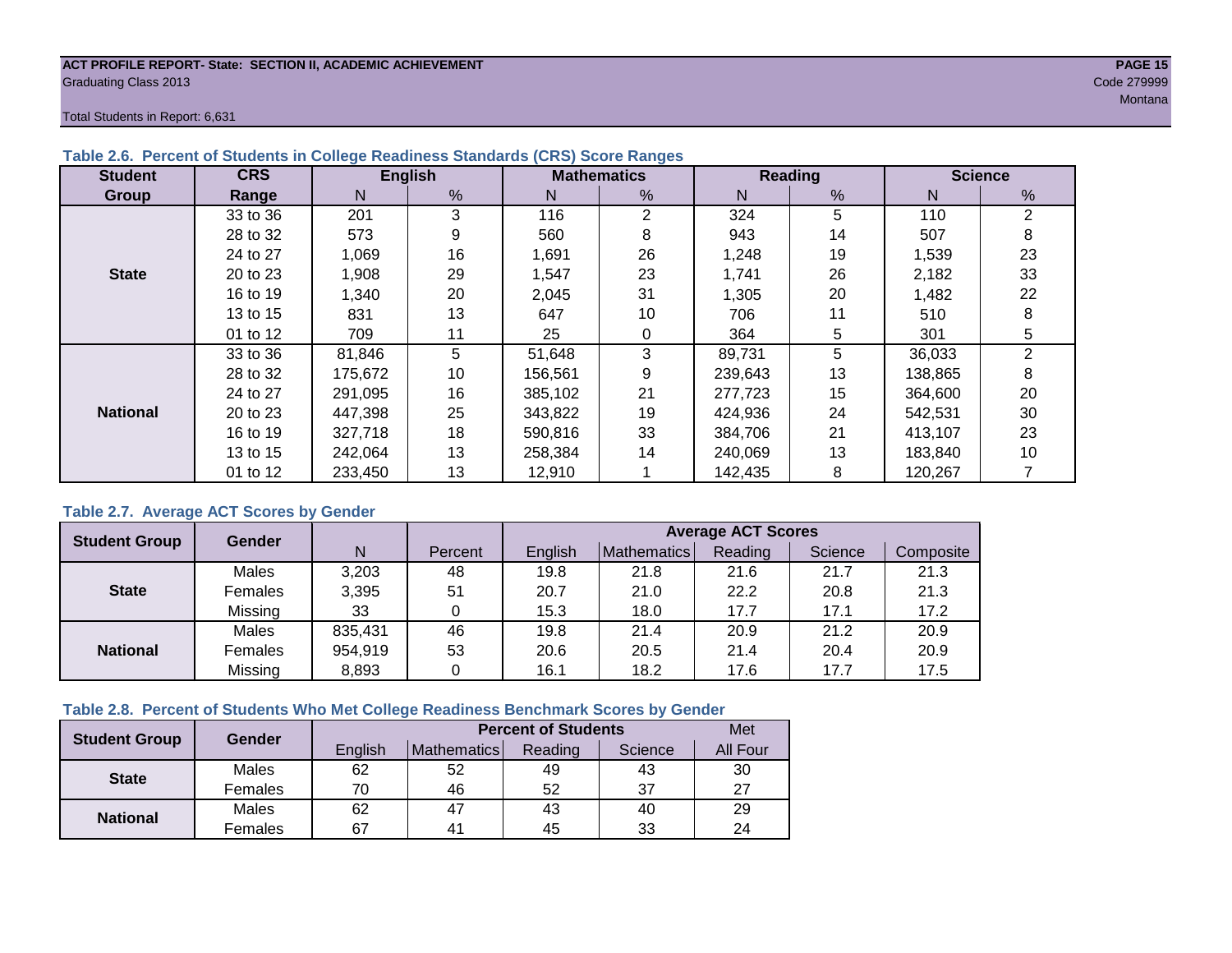ACT PROFILE REPORT- State: SECTION II, ACADEMIC ACHIEVEMENT
Graduating Class 2013

Code 279999
Montana

Total Students in Report: 6,631

### Table 2.6. Percent of Students in College Readiness Standards (CRS) Score Ranges

| Student Group | CRS Range | English | | Mathematics | | Reading | | Science | |
|---|---|---|---|---|---|---|---|---|---|
| | | N | % | N | % | N | % | N | % |
| State | 33 to 36 | 201 | 3 | 116 | 2 | 324 | 5 | 110 | 2 |
| | 28 to 32 | 573 | 9 | 560 | 8 | 943 | 14 | 507 | 8 |
| | 24 to 27 | 1,069 | 16 | 1,691 | 26 | 1,248 | 19 | 1,539 | 23 |
| | 20 to 23 | 1,908 | 29 | 1,547 | 23 | 1,741 | 26 | 2,182 | 33 |
| | 16 to 19 | 1,340 | 20 | 2,045 | 31 | 1,305 | 20 | 1,482 | 22 |
| | 13 to 15 | 831 | 13 | 647 | 10 | 706 | 11 | 510 | 8 |
| | 01 to 12 | 709 | 11 | 25 | 0 | 364 | 5 | 301 | 5 |
| National | 33 to 36 | 81,846 | 5 | 51,648 | 3 | 89,731 | 5 | 36,033 | 2 |
| | 28 to 32 | 175,672 | 10 | 156,561 | 9 | 239,643 | 13 | 138,865 | 8 |
| | 24 to 27 | 291,095 | 16 | 385,102 | 21 | 277,723 | 15 | 364,600 | 20 |
| | 20 to 23 | 447,398 | 25 | 343,822 | 19 | 424,936 | 24 | 542,531 | 30 |
| | 16 to 19 | 327,718 | 18 | 590,816 | 33 | 384,706 | 21 | 413,107 | 23 |
| | 13 to 15 | 242,064 | 13 | 258,384 | 14 | 240,069 | 13 | 183,840 | 10 |
| | 01 to 12 | 233,450 | 13 | 12,910 | 1 | 142,435 | 8 | 120,267 | 7 |

### Table 2.7. Average ACT Scores by Gender

| Student Group | Gender | N | Percent | Average ACT Scores | | | | |
|---|---|---|---|---|---|---|---|---|
| | | | | English | Mathematics | Reading | Science | Composite |
| State | Males | 3,203 | 48 | 19.8 | 21.8 | 21.6 | 21.7 | 21.3 |
| | Females | 3,395 | 51 | 20.7 | 21.0 | 22.2 | 20.8 | 21.3 |
| | Missing | 33 | 0 | 15.3 | 18.0 | 17.7 | 17.1 | 17.2 |
| National | Males | 835,431 | 46 | 19.8 | 21.4 | 20.9 | 21.2 | 20.9 |
| | Females | 954,919 | 53 | 20.6 | 20.5 | 21.4 | 20.4 | 20.9 |
| | Missing | 8,893 | 0 | 16.1 | 18.2 | 17.6 | 17.7 | 17.5 |

### Table 2.8. Percent of Students Who Met College Readiness Benchmark Scores by Gender

| Student Group | Gender | Percent of Students | | | | Met |
|---|---|---|---|---|---|---|
| | | English | Mathematics | Reading | Science | All Four |
| State | Males | 62 | 52 | 49 | 43 | 30 |
| | Females | 70 | 46 | 52 | 37 | 27 |
| National | Males | 62 | 47 | 43 | 40 | 29 |
| | Females | 67 | 41 | 45 | 33 | 24 |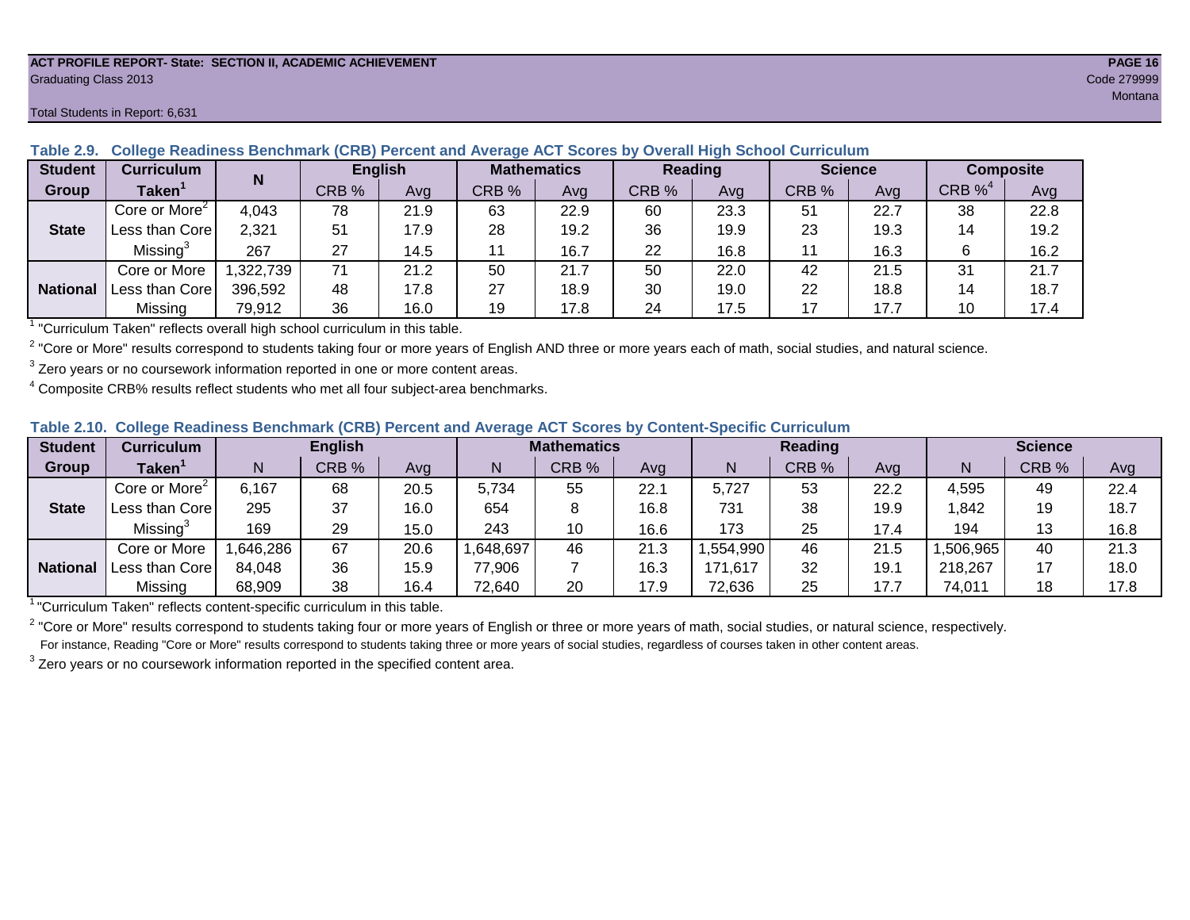**ACT PROFILE REPORT- State: SECTION II, ACADEMIC ACHIEVEMENT**
Graduating Class 2013
Code 279999
Montana

Total Students in Report: 6,631

### Table 2.9. College Readiness Benchmark (CRB) Percent and Average ACT Scores by Overall High School Curriculum

| Student Group | Curriculum Taken[1] | N | English | | Mathematics | | Reading | | Science | | Composite | |
|---|---|---|---|---|---|---|---|---|---|---|---|---|
| | | | CRB % | Avg | CRB % | Avg | CRB % | Avg | CRB % | Avg | CRB %[4] | Avg |
| State | Core or More[2] | 4,043 | 78 | 21.9 | 63 | 22.9 | 60 | 23.3 | 51 | 22.7 | 38 | 22.8 |
| | Less than Core | 2,321 | 51 | 17.9 | 28 | 19.2 | 36 | 19.9 | 23 | 19.3 | 14 | 19.2 |
| | Missing[3] | 267 | 27 | 14.5 | 11 | 16.7 | 22 | 16.8 | 11 | 16.3 | 6 | 16.2 |
| National | Core or More | 1,322,739 | 71 | 21.2 | 50 | 21.7 | 50 | 22.0 | 42 | 21.5 | 31 | 21.7 |
| | Less than Core | 396,592 | 48 | 17.8 | 27 | 18.9 | 30 | 19.0 | 22 | 18.8 | 14 | 18.7 |
| | Missing | 79,912 | 36 | 16.0 | 19 | 17.8 | 24 | 17.5 | 17 | 17.7 | 10 | 17.4 |

[1] "Curriculum Taken" reflects overall high school curriculum in this table.

[2] "Core or More" results correspond to students taking four or more years of English AND three or more years each of math, social studies, and natural science.

[3] Zero years or no coursework information reported in one or more content areas.

[4] Composite CRB% results reflect students who met all four subject-area benchmarks.

### Table 2.10. College Readiness Benchmark (CRB) Percent and Average ACT Scores by Content-Specific Curriculum

| Student Group | Curriculum Taken[1] | English | | | Mathematics | | | Reading | | | Science | | |
|---|---|---|---|---|---|---|---|---|---|---|---|---|---|
| | | N | CRB % | Avg | N | CRB % | Avg | N | CRB % | Avg | N | CRB % | Avg |
| State | Core or More[2] | 6,167 | 68 | 20.5 | 5,734 | 55 | 22.1 | 5,727 | 53 | 22.2 | 4,595 | 49 | 22.4 |
| | Less than Core | 295 | 37 | 16.0 | 654 | 8 | 16.8 | 731 | 38 | 19.9 | 1,842 | 19 | 18.7 |
| | Missing[3] | 169 | 29 | 15.0 | 243 | 10 | 16.6 | 173 | 25 | 17.4 | 194 | 13 | 16.8 |
| National | Core or More | 1,646,286 | 67 | 20.6 | 1,648,697 | 46 | 21.3 | 1,554,990 | 46 | 21.5 | 1,506,965 | 40 | 21.3 |
| | Less than Core | 84,048 | 36 | 15.9 | 77,906 | 7 | 16.3 | 171,617 | 32 | 19.1 | 218,267 | 17 | 18.0 |
| | Missing | 68,909 | 38 | 16.4 | 72,640 | 20 | 17.9 | 72,636 | 25 | 17.7 | 74,011 | 18 | 17.8 |

[1] "Curriculum Taken" reflects content-specific curriculum in this table.

[2] "Core or More" results correspond to students taking four or more years of English or three or more years of math, social studies, or natural science, respectively.
For instance, Reading "Core or More" results correspond to students taking three or more years of social studies, regardless of courses taken in other content areas.

[3] Zero years or no coursework information reported in the specified content area.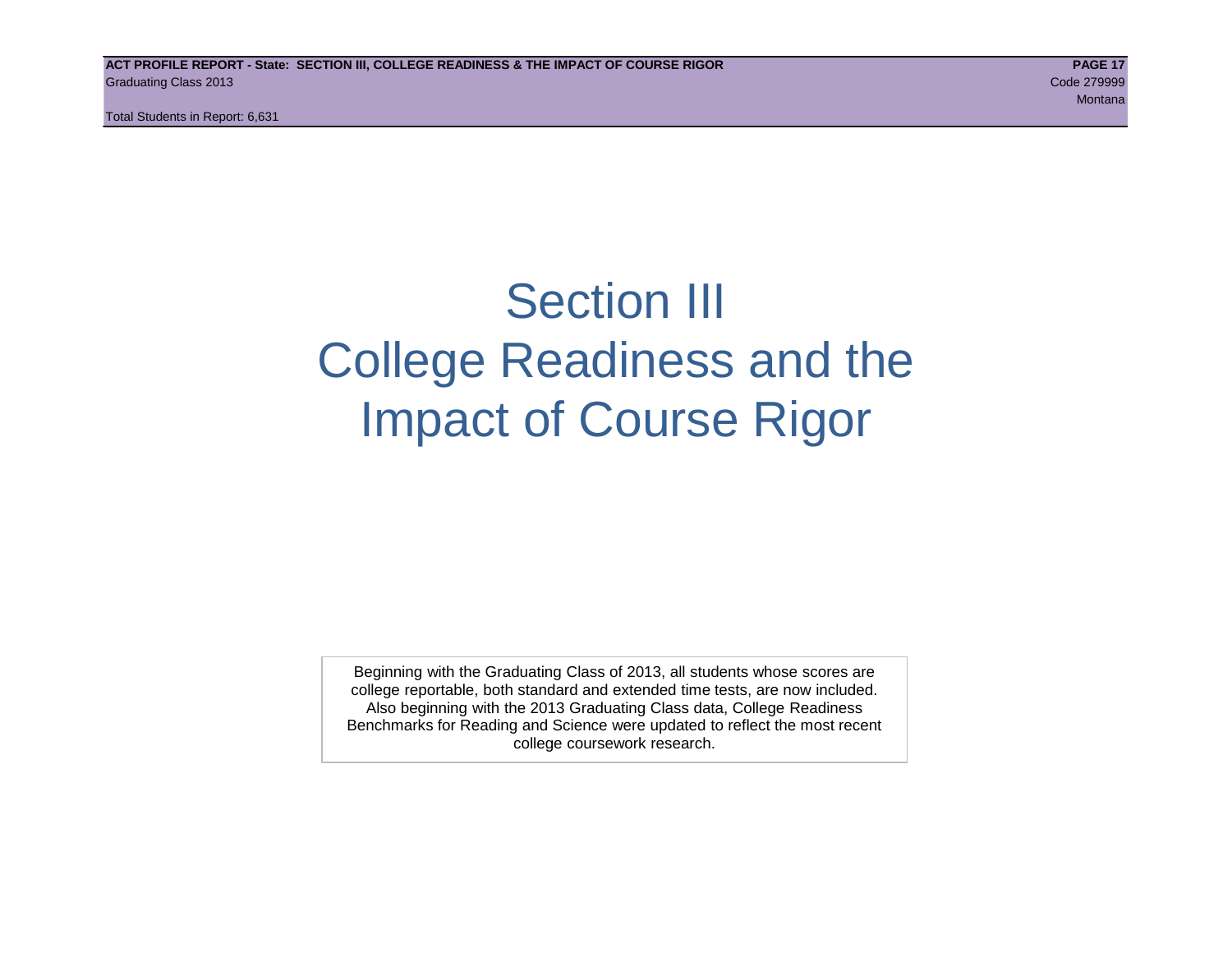# Section III
# College Readiness and the Impact of Course Rigor

Beginning with the Graduating Class of 2013, all students whose scores are college reportable, both standard and extended time tests, are now included. Also beginning with the 2013 Graduating Class data, College Readiness Benchmarks for Reading and Science were updated to reflect the most recent college coursework research.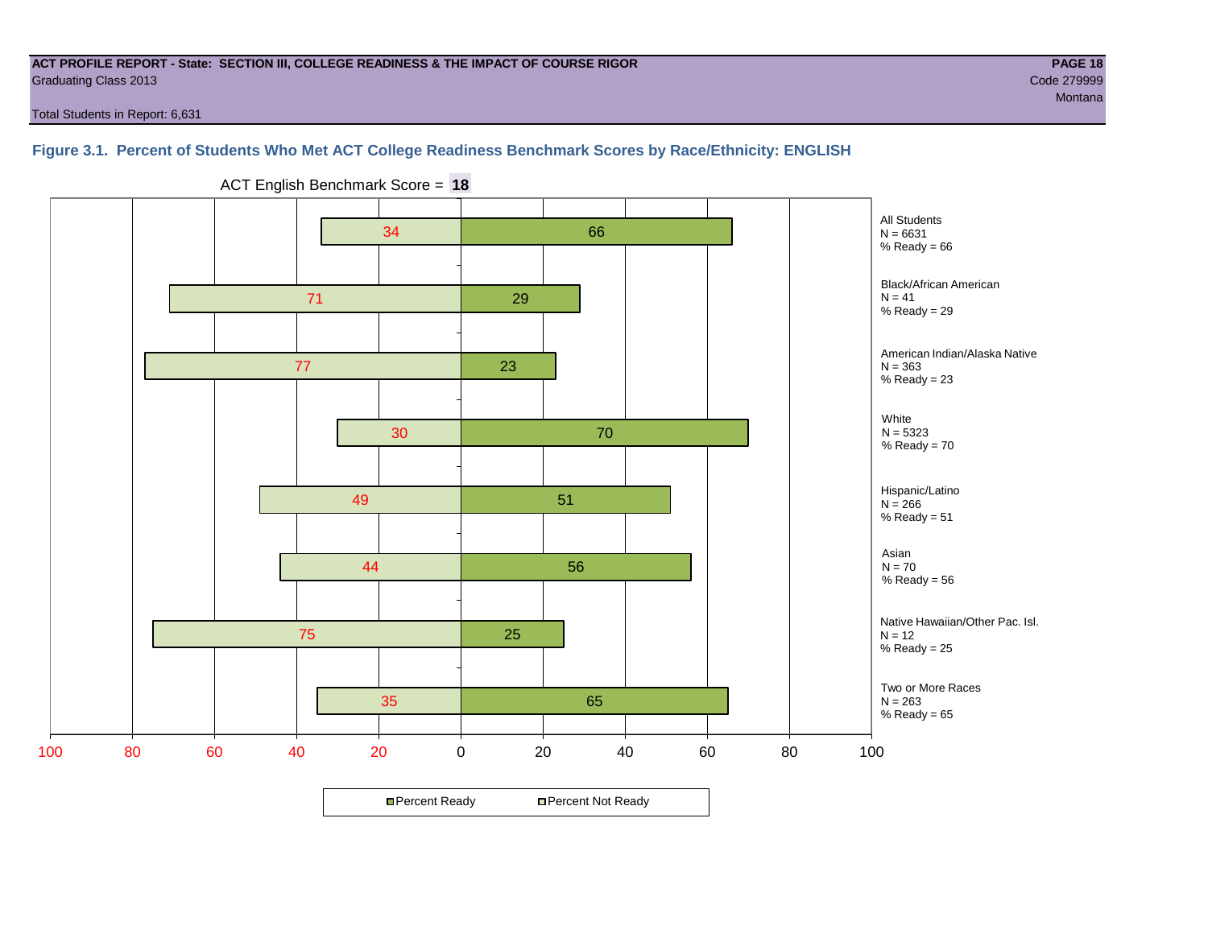ACT PROFILE REPORT - State: SECTION III, COLLEGE READINESS & THE IMPACT OF COURSE RIGOR

Graduating Class 2013

Code 279999

Montana

Total Students in Report: 6,631

## Figure 3.1. Percent of Students Who Met ACT College Readiness Benchmark Scores by Race/Ethnicity: ENGLISH

ACT English Benchmark Score = **18**

| Group | N | Percent Not Ready | Percent Ready |
| --- | --- | --- | --- |
| All Students | 6631 | 34 | 66 |
| Black/African American | 41 | 71 | 29 |
| American Indian/Alaska Native | 363 | 77 | 23 |
| White | 5323 | 30 | 70 |
| Hispanic/Latino | 266 | 49 | 51 |
| Asian | 70 | 44 | 56 |
| Native Hawaiian/Other Pac. Isl. | 12 | 75 | 25 |
| Two or More Races | 263 | 35 | 65 |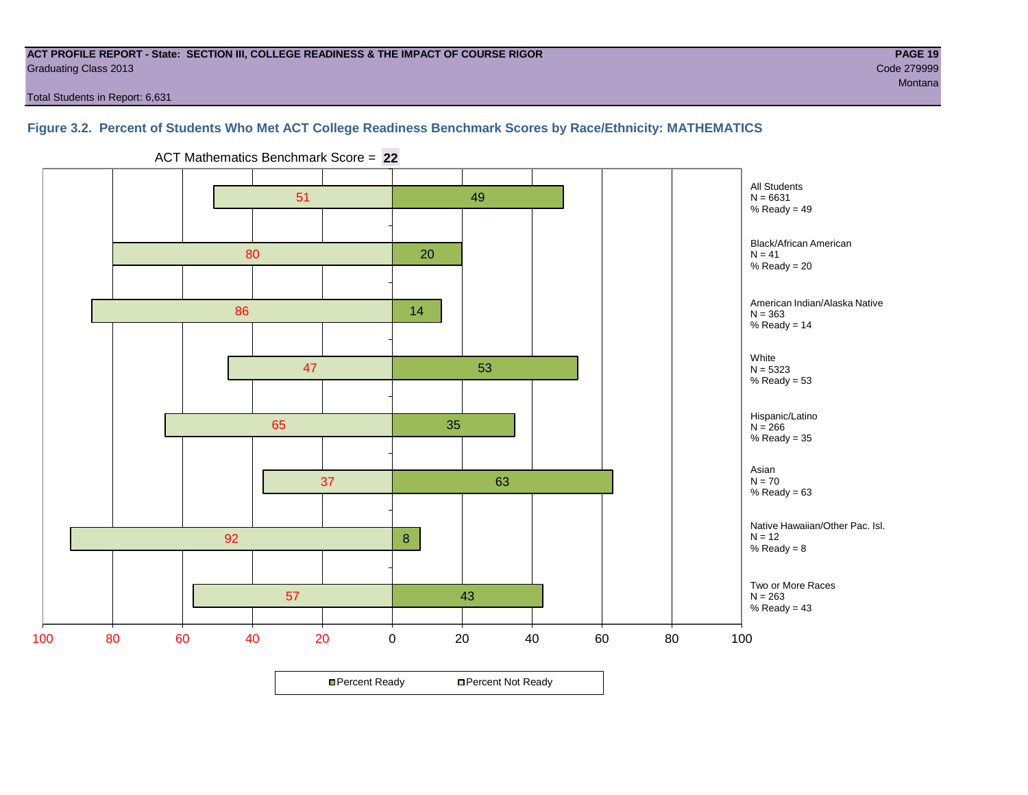ACT PROFILE REPORT - State: SECTION III, COLLEGE READINESS & THE IMPACT OF COURSE RIGOR
Graduating Class 2013

Code 279999
Montana

Total Students in Report: 6,631

### Figure 3.2. Percent of Students Who Met ACT College Readiness Benchmark Scores by Race/Ethnicity: MATHEMATICS

ACT Mathematics Benchmark Score = **22**

| Group | N | Percent Not Ready | Percent Ready |
| --- | --- | --- | --- |
| All Students | 6631 | 51 | 49 |
| Black/African American | 41 | 80 | 20 |
| American Indian/Alaska Native | 363 | 86 | 14 |
| White | 5323 | 47 | 53 |
| Hispanic/Latino | 266 | 65 | 35 |
| Asian | 70 | 37 | 63 |
| Native Hawaiian/Other Pac. Isl. | 12 | 92 | 8 |
| Two or More Races | 263 | 57 | 43 |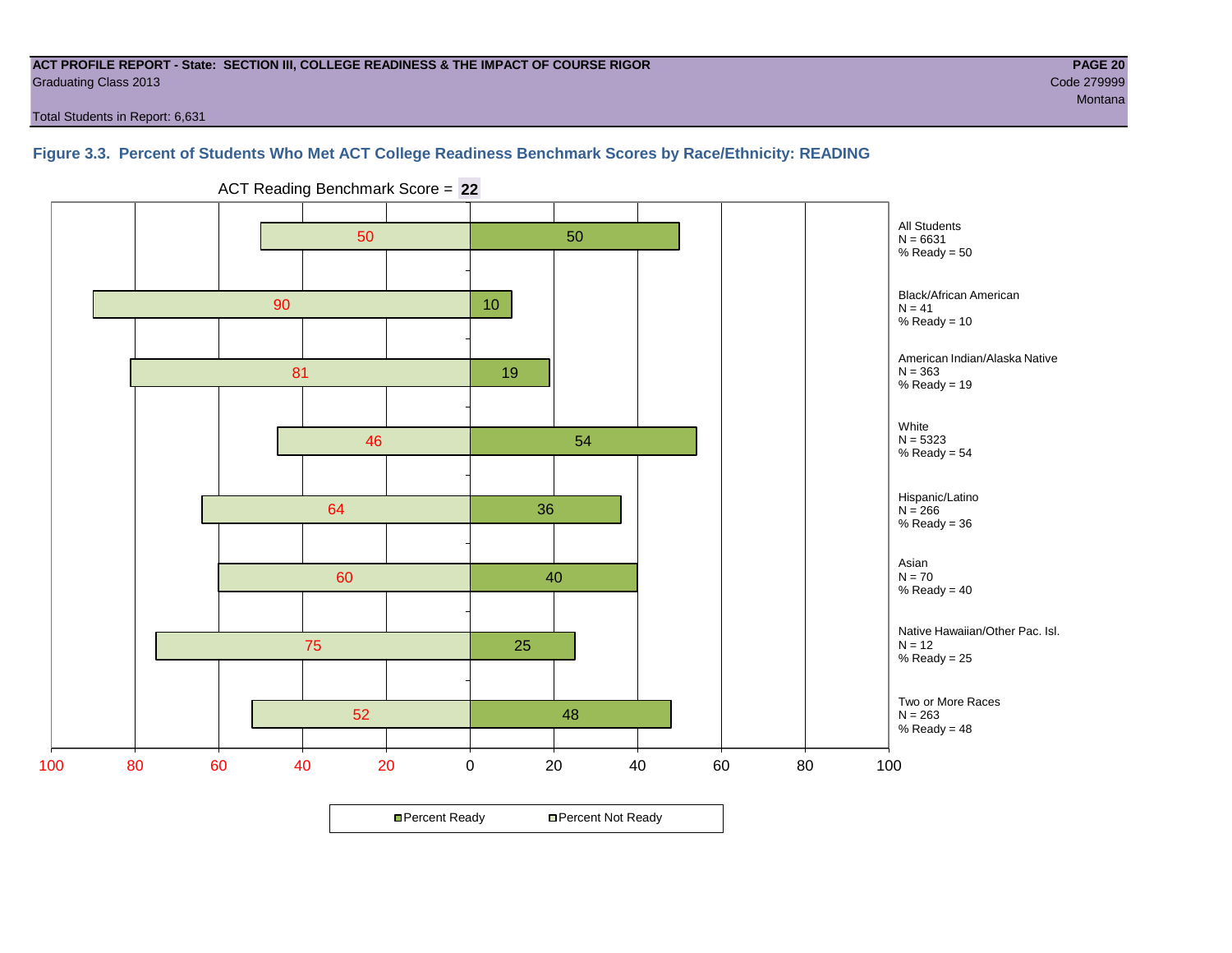**ACT PROFILE REPORT - State: SECTION III, COLLEGE READINESS & THE IMPACT OF COURSE RIGOR**
Graduating Class 2013
Code 279999
Montana

Total Students in Report: 6,631

### Figure 3.3. Percent of Students Who Met ACT College Readiness Benchmark Scores by Race/Ethnicity: READING

ACT Reading Benchmark Score = **22**

| Group | N | Percent Not Ready | Percent Ready |
|---|---|---|---|
| All Students | 6631 | 50 | 50 |
| Black/African American | 41 | 90 | 10 |
| American Indian/Alaska Native | 363 | 81 | 19 |
| White | 5323 | 46 | 54 |
| Hispanic/Latino | 266 | 64 | 36 |
| Asian | 70 | 60 | 40 |
| Native Hawaiian/Other Pac. Isl. | 12 | 75 | 25 |
| Two or More Races | 263 | 52 | 48 |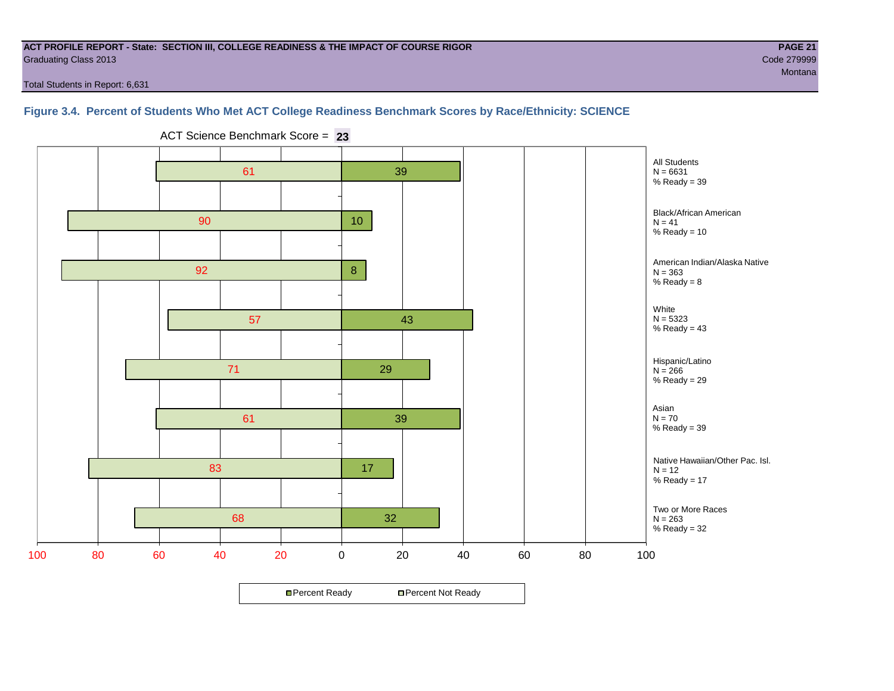ACT PROFILE REPORT - State: SECTION III, COLLEGE READINESS & THE IMPACT OF COURSE RIGOR
Graduating Class 2013

Code 279999
Montana

Total Students in Report: 6,631

## Figure 3.4. Percent of Students Who Met ACT College Readiness Benchmark Scores by Race/Ethnicity: SCIENCE

ACT Science Benchmark Score = **23**

| Group | N | Percent Not Ready | Percent Ready |
|---|---|---|---|
| All Students | 6631 | 61 | 39 |
| Black/African American | 41 | 90 | 10 |
| American Indian/Alaska Native | 363 | 92 | 8 |
| White | 5323 | 57 | 43 |
| Hispanic/Latino | 266 | 71 | 29 |
| Asian | 70 | 61 | 39 |
| Native Hawaiian/Other Pac. Isl. | 12 | 83 | 17 |
| Two or More Races | 263 | 68 | 32 |

Percent Ready / Percent Not Ready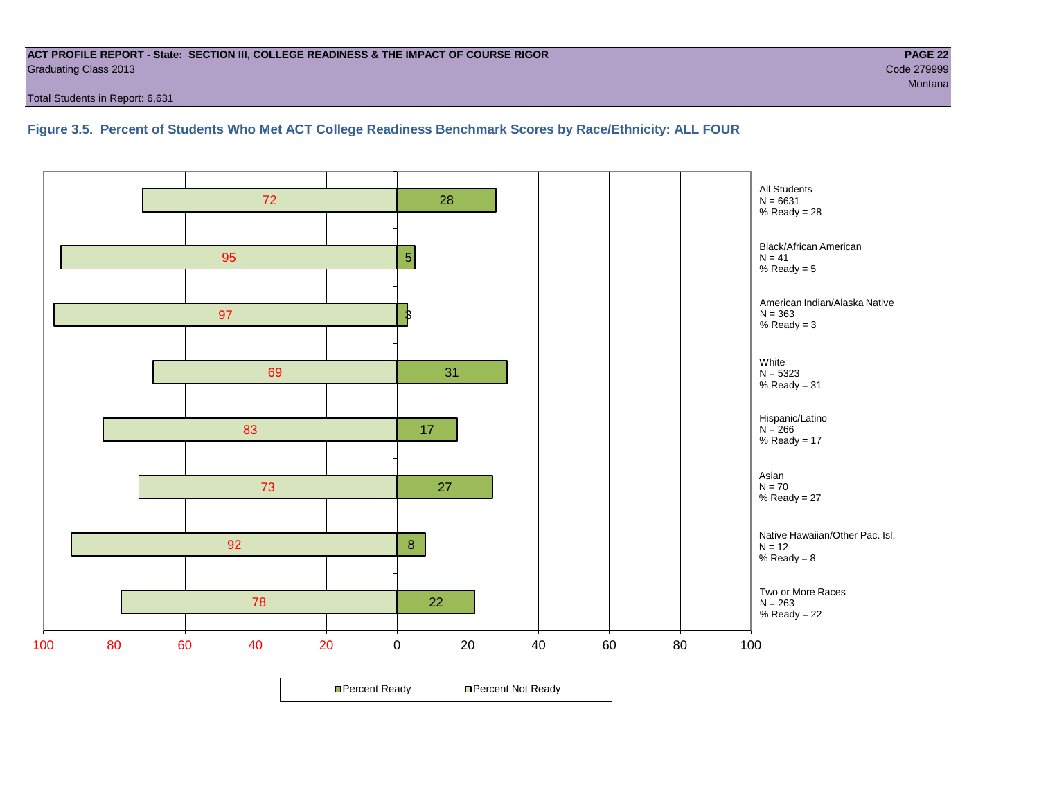**ACT PROFILE REPORT - State: SECTION III, COLLEGE READINESS & THE IMPACT OF COURSE RIGOR**
Graduating Class 2013
Code 279999
Montana

Total Students in Report: 6,631

### Figure 3.5. Percent of Students Who Met ACT College Readiness Benchmark Scores by Race/Ethnicity: ALL FOUR

| Group | N | Percent Not Ready | Percent Ready |
|---|---|---|---|
| All Students | 6631 | 72 | 28 |
| Black/African American | 41 | 95 | 5 |
| American Indian/Alaska Native | 363 | 97 | 3 |
| White | 5323 | 69 | 31 |
| Hispanic/Latino | 266 | 83 | 17 |
| Asian | 70 | 73 | 27 |
| Native Hawaiian/Other Pac. Isl. | 12 | 92 | 8 |
| Two or More Races | 263 | 78 | 22 |

Percent Ready / Percent Not Ready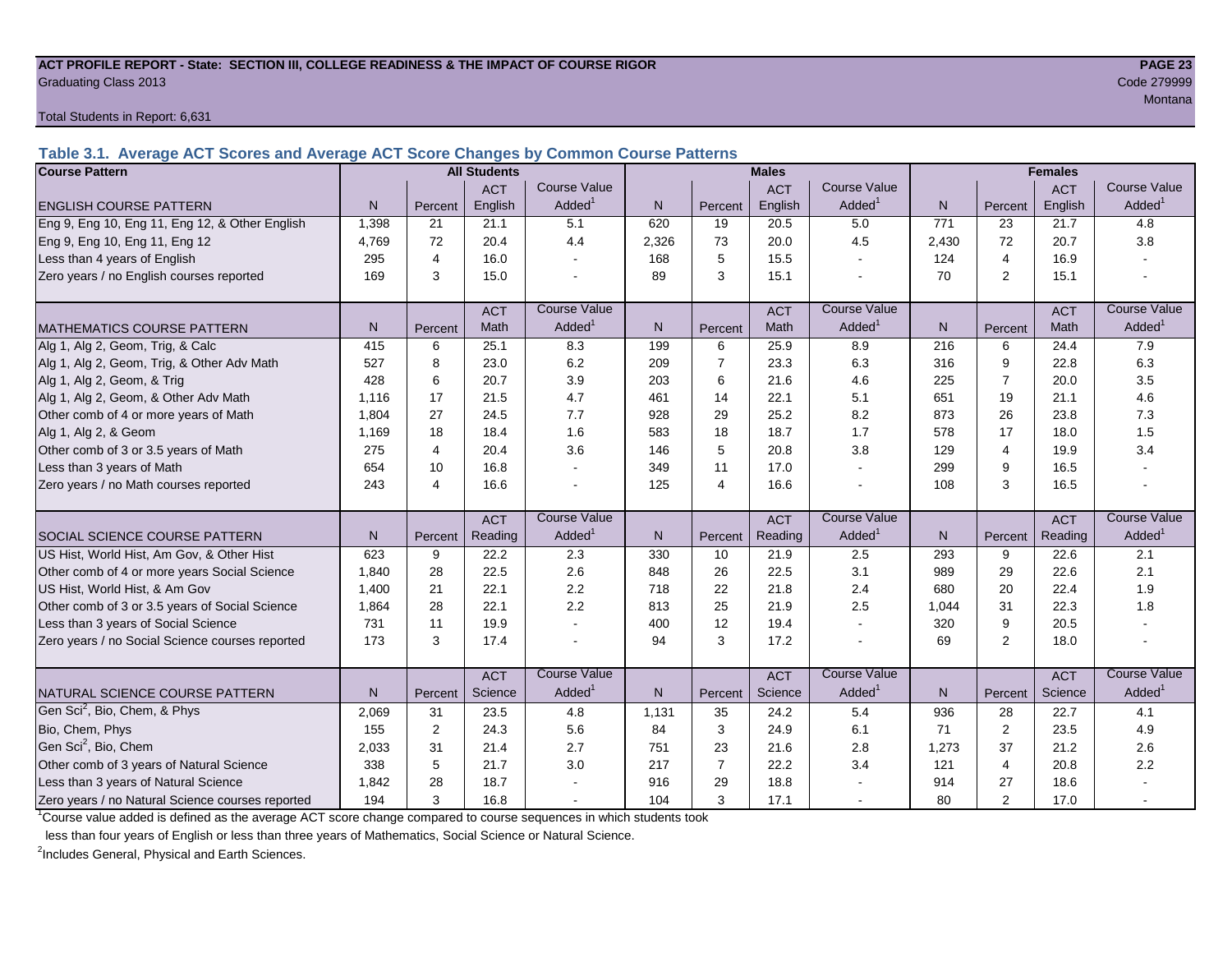**ACT PROFILE REPORT - State: SECTION III, COLLEGE READINESS & THE IMPACT OF COURSE RIGOR**

Graduating Class 2013

Code 279999

Montana

Total Students in Report: 6,631

### Table 3.1. Average ACT Scores and Average ACT Score Changes by Common Course Patterns

| Course Pattern | All Students | | | | Males | | | | Females | | | |
|---|---|---|---|---|---|---|---|---|---|---|---|---|
| ENGLISH COURSE PATTERN | N | Percent | ACT English | Course Value Added[1] | N | Percent | ACT English | Course Value Added[1] | N | Percent | ACT English | Course Value Added[1] |
| Eng 9, Eng 10, Eng 11, Eng 12, & Other English | 1,398 | 21 | 21.1 | 5.1 | 620 | 19 | 20.5 | 5.0 | 771 | 23 | 21.7 | 4.8 |
| Eng 9, Eng 10, Eng 11, Eng 12 | 4,769 | 72 | 20.4 | 4.4 | 2,326 | 73 | 20.0 | 4.5 | 2,430 | 72 | 20.7 | 3.8 |
| Less than 4 years of English | 295 | 4 | 16.0 | - | 168 | 5 | 15.5 | - | 124 | 4 | 16.9 | - |
| Zero years / no English courses reported | 169 | 3 | 15.0 | - | 89 | 3 | 15.1 | - | 70 | 2 | 15.1 | - |
| MATHEMATICS COURSE PATTERN | N | Percent | ACT Math | Course Value Added[1] | N | Percent | ACT Math | Course Value Added[1] | N | Percent | ACT Math | Course Value Added[1] |
| Alg 1, Alg 2, Geom, Trig, & Calc | 415 | 6 | 25.1 | 8.3 | 199 | 6 | 25.9 | 8.9 | 216 | 6 | 24.4 | 7.9 |
| Alg 1, Alg 2, Geom, Trig, & Other Adv Math | 527 | 8 | 23.0 | 6.2 | 209 | 7 | 23.3 | 6.3 | 316 | 9 | 22.8 | 6.3 |
| Alg 1, Alg 2, Geom, & Trig | 428 | 6 | 20.7 | 3.9 | 203 | 6 | 21.6 | 4.6 | 225 | 7 | 20.0 | 3.5 |
| Alg 1, Alg 2, Geom, & Other Adv Math | 1,116 | 17 | 21.5 | 4.7 | 461 | 14 | 22.1 | 5.1 | 651 | 19 | 21.1 | 4.6 |
| Other comb of 4 or more years of Math | 1,804 | 27 | 24.5 | 7.7 | 928 | 29 | 25.2 | 8.2 | 873 | 26 | 23.8 | 7.3 |
| Alg 1, Alg 2, & Geom | 1,169 | 18 | 18.4 | 1.6 | 583 | 18 | 18.7 | 1.7 | 578 | 17 | 18.0 | 1.5 |
| Other comb of 3 or 3.5 years of Math | 275 | 4 | 20.4 | 3.6 | 146 | 5 | 20.8 | 3.8 | 129 | 4 | 19.9 | 3.4 |
| Less than 3 years of Math | 654 | 10 | 16.8 | - | 349 | 11 | 17.0 | - | 299 | 9 | 16.5 | - |
| Zero years / no Math courses reported | 243 | 4 | 16.6 | - | 125 | 4 | 16.6 | - | 108 | 3 | 16.5 | - |
| SOCIAL SCIENCE COURSE PATTERN | N | Percent | ACT Reading | Course Value Added[1] | N | Percent | ACT Reading | Course Value Added[1] | N | Percent | ACT Reading | Course Value Added[1] |
| US Hist, World Hist, Am Gov, & Other Hist | 623 | 9 | 22.2 | 2.3 | 330 | 10 | 21.9 | 2.5 | 293 | 9 | 22.6 | 2.1 |
| Other comb of 4 or more years Social Science | 1,840 | 28 | 22.5 | 2.6 | 848 | 26 | 22.5 | 3.1 | 989 | 29 | 22.6 | 2.1 |
| US Hist, World Hist, & Am Gov | 1,400 | 21 | 22.1 | 2.2 | 718 | 22 | 21.8 | 2.4 | 680 | 20 | 22.4 | 1.9 |
| Other comb of 3 or 3.5 years of Social Science | 1,864 | 28 | 22.1 | 2.2 | 813 | 25 | 21.9 | 2.5 | 1,044 | 31 | 22.3 | 1.8 |
| Less than 3 years of Social Science | 731 | 11 | 19.9 | - | 400 | 12 | 19.4 | - | 320 | 9 | 20.5 | - |
| Zero years / no Social Science courses reported | 173 | 3 | 17.4 | - | 94 | 3 | 17.2 | - | 69 | 2 | 18.0 | - |
| NATURAL SCIENCE COURSE PATTERN | N | Percent | ACT Science | Course Value Added[1] | N | Percent | ACT Science | Course Value Added[1] | N | Percent | ACT Science | Course Value Added[1] |
| Gen Sci[2], Bio, Chem, & Phys | 2,069 | 31 | 23.5 | 4.8 | 1,131 | 35 | 24.2 | 5.4 | 936 | 28 | 22.7 | 4.1 |
| Bio, Chem, Phys | 155 | 2 | 24.3 | 5.6 | 84 | 3 | 24.9 | 6.1 | 71 | 2 | 23.5 | 4.9 |
| Gen Sci[2], Bio, Chem | 2,033 | 31 | 21.4 | 2.7 | 751 | 23 | 21.6 | 2.8 | 1,273 | 37 | 21.2 | 2.6 |
| Other comb of 3 years of Natural Science | 338 | 5 | 21.7 | 3.0 | 217 | 7 | 22.2 | 3.4 | 121 | 4 | 20.8 | 2.2 |
| Less than 3 years of Natural Science | 1,842 | 28 | 18.7 | - | 916 | 29 | 18.8 | - | 914 | 27 | 18.6 | - |
| Zero years / no Natural Science courses reported | 194 | 3 | 16.8 | - | 104 | 3 | 17.1 | - | 80 | 2 | 17.0 | - |

[1]Course value added is defined as the average ACT score change compared to course sequences in which students took less than four years of English or less than three years of Mathematics, Social Science or Natural Science.

[2]Includes General, Physical and Earth Sciences.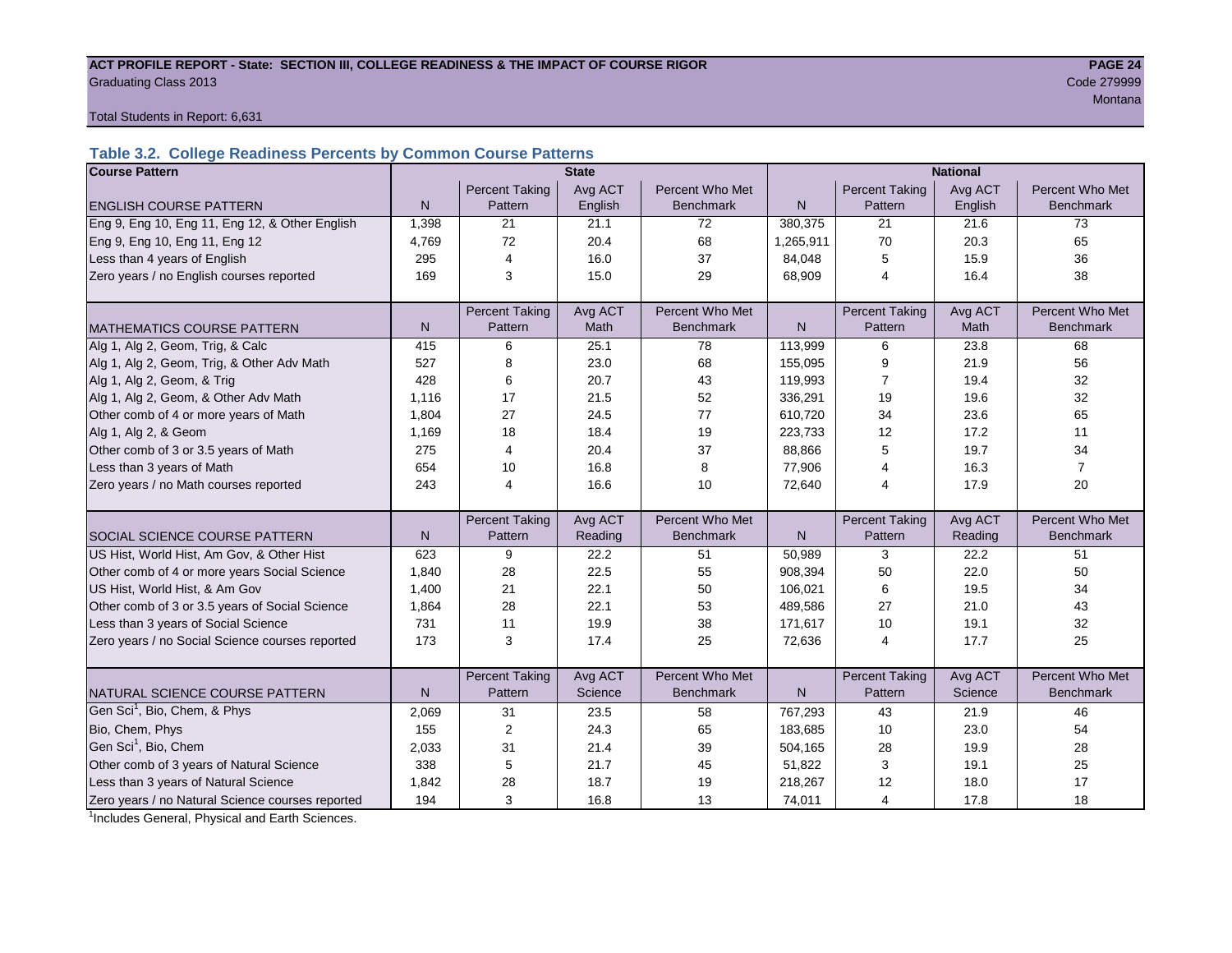**ACT PROFILE REPORT - State: SECTION III, COLLEGE READINESS & THE IMPACT OF COURSE RIGOR**

Graduating Class 2013

Code 279999

Montana

Total Students in Report: 6,631

### Table 3.2. College Readiness Percents by Common Course Patterns

| Course Pattern | State | | | | National | | | |
|---|---|---|---|---|---|---|---|---|
| ENGLISH COURSE PATTERN | N | Percent Taking Pattern | Avg ACT English | Percent Who Met Benchmark | N | Percent Taking Pattern | Avg ACT English | Percent Who Met Benchmark |
| Eng 9, Eng 10, Eng 11, Eng 12, & Other English | 1,398 | 21 | 21.1 | 72 | 380,375 | 21 | 21.6 | 73 |
| Eng 9, Eng 10, Eng 11, Eng 12 | 4,769 | 72 | 20.4 | 68 | 1,265,911 | 70 | 20.3 | 65 |
| Less than 4 years of English | 295 | 4 | 16.0 | 37 | 84,048 | 5 | 15.9 | 36 |
| Zero years / no English courses reported | 169 | 3 | 15.0 | 29 | 68,909 | 4 | 16.4 | 38 |
| MATHEMATICS COURSE PATTERN | N | Percent Taking Pattern | Avg ACT Math | Percent Who Met Benchmark | N | Percent Taking Pattern | Avg ACT Math | Percent Who Met Benchmark |
| Alg 1, Alg 2, Geom, Trig, & Calc | 415 | 6 | 25.1 | 78 | 113,999 | 6 | 23.8 | 68 |
| Alg 1, Alg 2, Geom, Trig, & Other Adv Math | 527 | 8 | 23.0 | 68 | 155,095 | 9 | 21.9 | 56 |
| Alg 1, Alg 2, Geom, & Trig | 428 | 6 | 20.7 | 43 | 119,993 | 7 | 19.4 | 32 |
| Alg 1, Alg 2, Geom, & Other Adv Math | 1,116 | 17 | 21.5 | 52 | 336,291 | 19 | 19.6 | 32 |
| Other comb of 4 or more years of Math | 1,804 | 27 | 24.5 | 77 | 610,720 | 34 | 23.6 | 65 |
| Alg 1, Alg 2, & Geom | 1,169 | 18 | 18.4 | 19 | 223,733 | 12 | 17.2 | 11 |
| Other comb of 3 or 3.5 years of Math | 275 | 4 | 20.4 | 37 | 88,866 | 5 | 19.7 | 34 |
| Less than 3 years of Math | 654 | 10 | 16.8 | 8 | 77,906 | 4 | 16.3 | 7 |
| Zero years / no Math courses reported | 243 | 4 | 16.6 | 10 | 72,640 | 4 | 17.9 | 20 |
| SOCIAL SCIENCE COURSE PATTERN | N | Percent Taking Pattern | Avg ACT Reading | Percent Who Met Benchmark | N | Percent Taking Pattern | Avg ACT Reading | Percent Who Met Benchmark |
| US Hist, World Hist, Am Gov, & Other Hist | 623 | 9 | 22.2 | 51 | 50,989 | 3 | 22.2 | 51 |
| Other comb of 4 or more years Social Science | 1,840 | 28 | 22.5 | 55 | 908,394 | 50 | 22.0 | 50 |
| US Hist, World Hist, & Am Gov | 1,400 | 21 | 22.1 | 50 | 106,021 | 6 | 19.5 | 34 |
| Other comb of 3 or 3.5 years of Social Science | 1,864 | 28 | 22.1 | 53 | 489,586 | 27 | 21.0 | 43 |
| Less than 3 years of Social Science | 731 | 11 | 19.9 | 38 | 171,617 | 10 | 19.1 | 32 |
| Zero years / no Social Science courses reported | 173 | 3 | 17.4 | 25 | 72,636 | 4 | 17.7 | 25 |
| NATURAL SCIENCE COURSE PATTERN | N | Percent Taking Pattern | Avg ACT Science | Percent Who Met Benchmark | N | Percent Taking Pattern | Avg ACT Science | Percent Who Met Benchmark |
| Gen Sci[1], Bio, Chem, & Phys | 2,069 | 31 | 23.5 | 58 | 767,293 | 43 | 21.9 | 46 |
| Bio, Chem, Phys | 155 | 2 | 24.3 | 65 | 183,685 | 10 | 23.0 | 54 |
| Gen Sci[1], Bio, Chem | 2,033 | 31 | 21.4 | 39 | 504,165 | 28 | 19.9 | 28 |
| Other comb of 3 years of Natural Science | 338 | 5 | 21.7 | 45 | 51,822 | 3 | 19.1 | 25 |
| Less than 3 years of Natural Science | 1,842 | 28 | 18.7 | 19 | 218,267 | 12 | 18.0 | 17 |
| Zero years / no Natural Science courses reported | 194 | 3 | 16.8 | 13 | 74,011 | 4 | 17.8 | 18 |

[1]Includes General, Physical and Earth Sciences.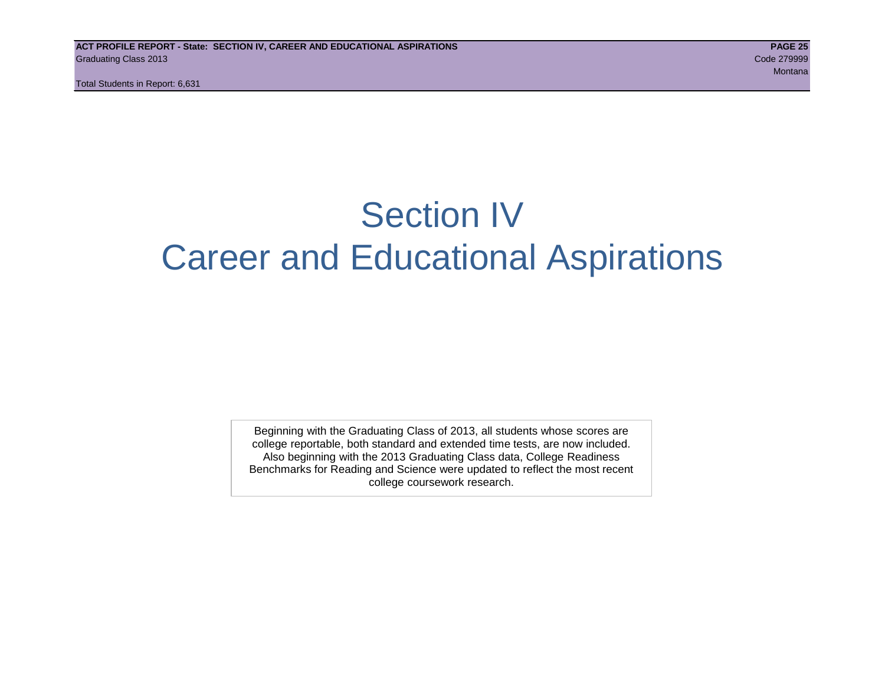# Section IV
# Career and Educational Aspirations

Beginning with the Graduating Class of 2013, all students whose scores are college reportable, both standard and extended time tests, are now included. Also beginning with the 2013 Graduating Class data, College Readiness Benchmarks for Reading and Science were updated to reflect the most recent college coursework research.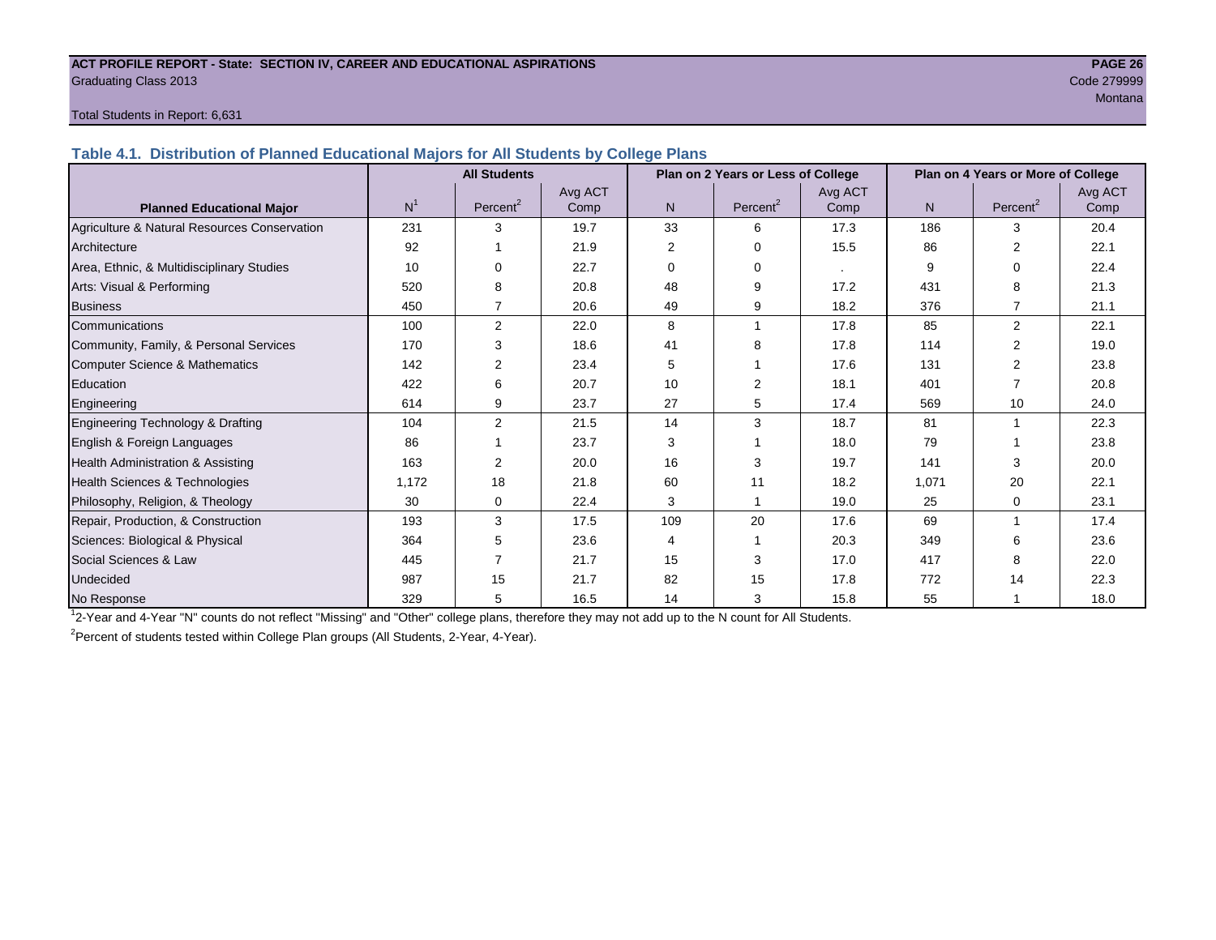## ACT PROFILE REPORT - State: SECTION IV, CAREER AND EDUCATIONAL ASPIRATIONS

Graduating Class 2013

Code 279999

Montana

Total Students in Report: 6,631

### Table 4.1. Distribution of Planned Educational Majors for All Students by College Plans

| | All Students | | | Plan on 2 Years or Less of College | | | Plan on 4 Years or More of College | | |
|---|---|---|---|---|---|---|---|---|---|
| Planned Educational Major | N[1] | Percent[2] | Avg ACT Comp | N | Percent[2] | Avg ACT Comp | N | Percent[2] | Avg ACT Comp |
| Agriculture & Natural Resources Conservation | 231 | 3 | 19.7 | 33 | 6 | 17.3 | 186 | 3 | 20.4 |
| Architecture | 92 | 1 | 21.9 | 2 | 0 | 15.5 | 86 | 2 | 22.1 |
| Area, Ethnic, & Multidisciplinary Studies | 10 | 0 | 22.7 | 0 | 0 | . | 9 | 0 | 22.4 |
| Arts: Visual & Performing | 520 | 8 | 20.8 | 48 | 9 | 17.2 | 431 | 8 | 21.3 |
| Business | 450 | 7 | 20.6 | 49 | 9 | 18.2 | 376 | 7 | 21.1 |
| Communications | 100 | 2 | 22.0 | 8 | 1 | 17.8 | 85 | 2 | 22.1 |
| Community, Family, & Personal Services | 170 | 3 | 18.6 | 41 | 8 | 17.8 | 114 | 2 | 19.0 |
| Computer Science & Mathematics | 142 | 2 | 23.4 | 5 | 1 | 17.6 | 131 | 2 | 23.8 |
| Education | 422 | 6 | 20.7 | 10 | 2 | 18.1 | 401 | 7 | 20.8 |
| Engineering | 614 | 9 | 23.7 | 27 | 5 | 17.4 | 569 | 10 | 24.0 |
| Engineering Technology & Drafting | 104 | 2 | 21.5 | 14 | 3 | 18.7 | 81 | 1 | 22.3 |
| English & Foreign Languages | 86 | 1 | 23.7 | 3 | 1 | 18.0 | 79 | 1 | 23.8 |
| Health Administration & Assisting | 163 | 2 | 20.0 | 16 | 3 | 19.7 | 141 | 3 | 20.0 |
| Health Sciences & Technologies | 1,172 | 18 | 21.8 | 60 | 11 | 18.2 | 1,071 | 20 | 22.1 |
| Philosophy, Religion, & Theology | 30 | 0 | 22.4 | 3 | 1 | 19.0 | 25 | 0 | 23.1 |
| Repair, Production, & Construction | 193 | 3 | 17.5 | 109 | 20 | 17.6 | 69 | 1 | 17.4 |
| Sciences: Biological & Physical | 364 | 5 | 23.6 | 4 | 1 | 20.3 | 349 | 6 | 23.6 |
| Social Sciences & Law | 445 | 7 | 21.7 | 15 | 3 | 17.0 | 417 | 8 | 22.0 |
| Undecided | 987 | 15 | 21.7 | 82 | 15 | 17.8 | 772 | 14 | 22.3 |
| No Response | 329 | 5 | 16.5 | 14 | 3 | 15.8 | 55 | 1 | 18.0 |

[1]2-Year and 4-Year "N" counts do not reflect "Missing" and "Other" college plans, therefore they may not add up to the N count for All Students.

[2]Percent of students tested within College Plan groups (All Students, 2-Year, 4-Year).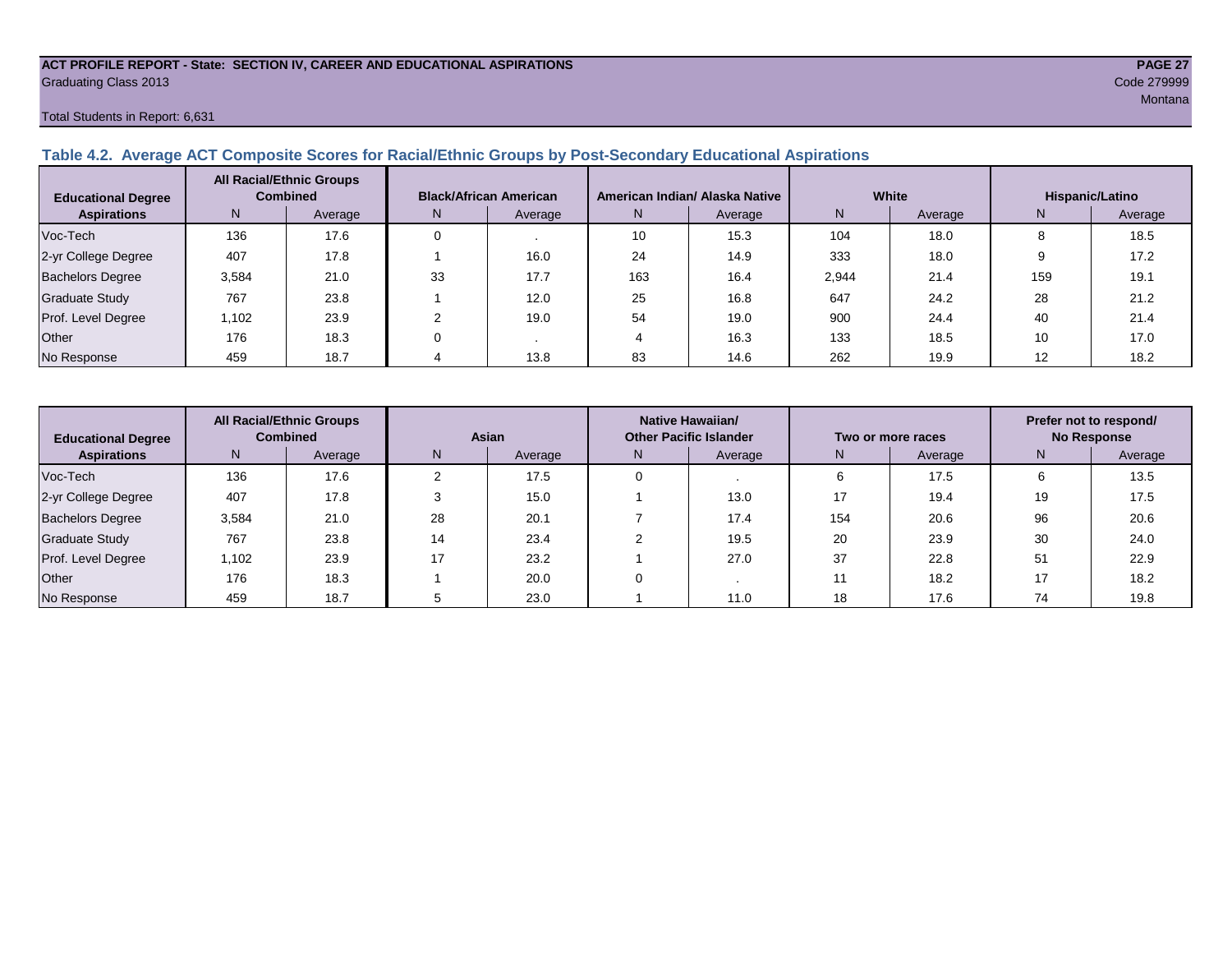ACT PROFILE REPORT - State: SECTION IV, CAREER AND EDUCATIONAL ASPIRATIONS
Graduating Class 2013
Code 279999
Montana
Total Students in Report: 6,631

### Table 4.2. Average ACT Composite Scores for Racial/Ethnic Groups by Post-Secondary Educational Aspirations

| Educational Degree Aspirations | All Racial/Ethnic Groups Combined | | Black/African American | | American Indian/ Alaska Native | | White | | Hispanic/Latino | |
|---|---|---|---|---|---|---|---|---|---|---|
| | N | Average | N | Average | N | Average | N | Average | N | Average |
| Voc-Tech | 136 | 17.6 | 0 | . | 10 | 15.3 | 104 | 18.0 | 8 | 18.5 |
| 2-yr College Degree | 407 | 17.8 | 1 | 16.0 | 24 | 14.9 | 333 | 18.0 | 9 | 17.2 |
| Bachelors Degree | 3,584 | 21.0 | 33 | 17.7 | 163 | 16.4 | 2,944 | 21.4 | 159 | 19.1 |
| Graduate Study | 767 | 23.8 | 1 | 12.0 | 25 | 16.8 | 647 | 24.2 | 28 | 21.2 |
| Prof. Level Degree | 1,102 | 23.9 | 2 | 19.0 | 54 | 19.0 | 900 | 24.4 | 40 | 21.4 |
| Other | 176 | 18.3 | 0 | . | 4 | 16.3 | 133 | 18.5 | 10 | 17.0 |
| No Response | 459 | 18.7 | 4 | 13.8 | 83 | 14.6 | 262 | 19.9 | 12 | 18.2 |

| Educational Degree Aspirations | All Racial/Ethnic Groups Combined | | Asian | | Native Hawaiian/ Other Pacific Islander | | Two or more races | | Prefer not to respond/ No Response | |
|---|---|---|---|---|---|---|---|---|---|---|
| | N | Average | N | Average | N | Average | N | Average | N | Average |
| Voc-Tech | 136 | 17.6 | 2 | 17.5 | 0 | . | 6 | 17.5 | 6 | 13.5 |
| 2-yr College Degree | 407 | 17.8 | 3 | 15.0 | 1 | 13.0 | 17 | 19.4 | 19 | 17.5 |
| Bachelors Degree | 3,584 | 21.0 | 28 | 20.1 | 7 | 17.4 | 154 | 20.6 | 96 | 20.6 |
| Graduate Study | 767 | 23.8 | 14 | 23.4 | 2 | 19.5 | 20 | 23.9 | 30 | 24.0 |
| Prof. Level Degree | 1,102 | 23.9 | 17 | 23.2 | 1 | 27.0 | 37 | 22.8 | 51 | 22.9 |
| Other | 176 | 18.3 | 1 | 20.0 | 0 | . | 11 | 18.2 | 17 | 18.2 |
| No Response | 459 | 18.7 | 5 | 23.0 | 1 | 11.0 | 18 | 17.6 | 74 | 19.8 |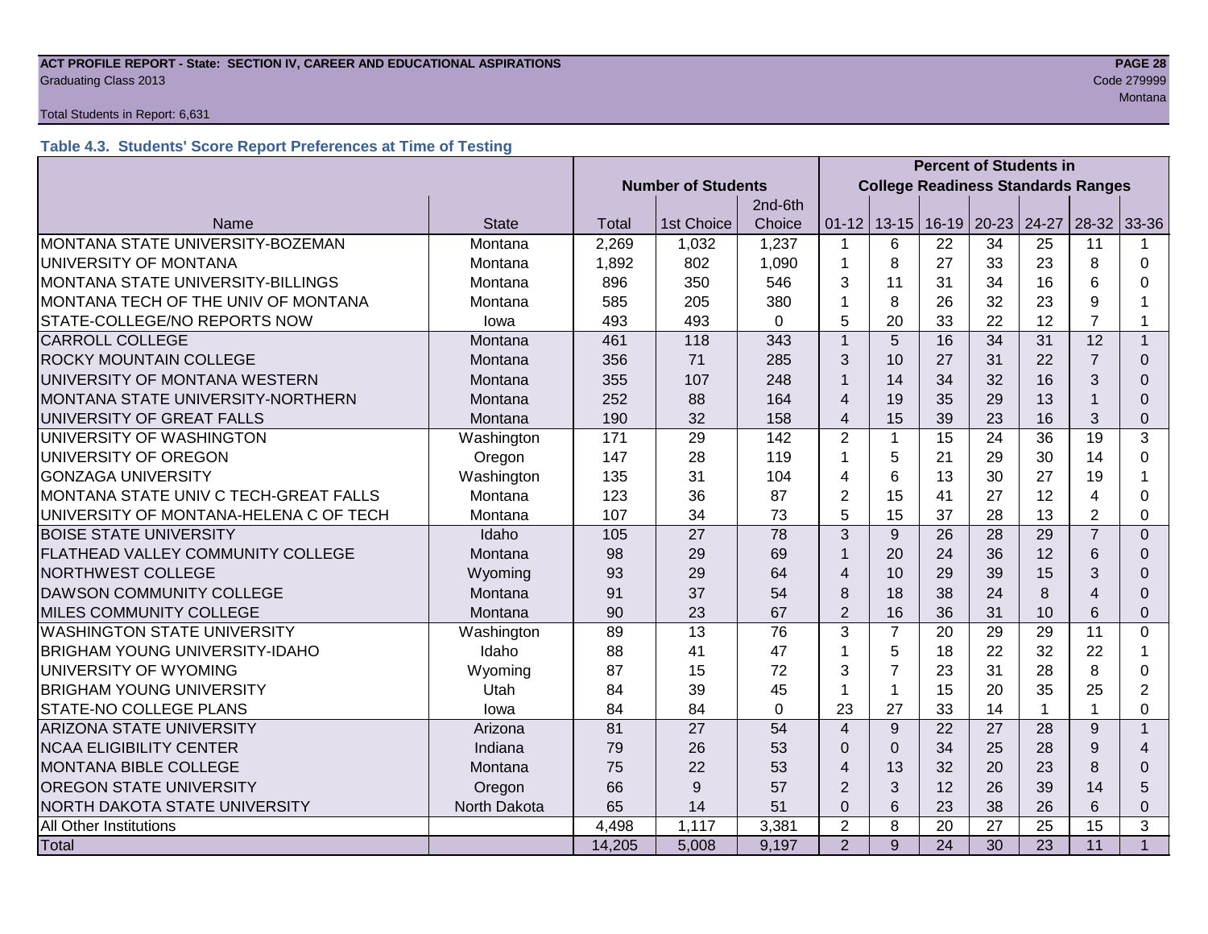## Table 4.3. Students' Score Report Preferences at Time of Testing

| Name | State | Number of Students | | | Percent of Students in College Readiness Standards Ranges | | | | | | |
|---|---|---|---|---|---|---|---|---|---|---|---|
| | | Total | 1st Choice | 2nd-6th Choice | 01-12 | 13-15 | 16-19 | 20-23 | 24-27 | 28-32 | 33-36 |
| MONTANA STATE UNIVERSITY-BOZEMAN | Montana | 2,269 | 1,032 | 1,237 | 1 | 6 | 22 | 34 | 25 | 11 | 1 |
| UNIVERSITY OF MONTANA | Montana | 1,892 | 802 | 1,090 | 1 | 8 | 27 | 33 | 23 | 8 | 0 |
| MONTANA STATE UNIVERSITY-BILLINGS | Montana | 896 | 350 | 546 | 3 | 11 | 31 | 34 | 16 | 6 | 0 |
| MONTANA TECH OF THE UNIV OF MONTANA | Montana | 585 | 205 | 380 | 1 | 8 | 26 | 32 | 23 | 9 | 1 |
| STATE-COLLEGE/NO REPORTS NOW | Iowa | 493 | 493 | 0 | 5 | 20 | 33 | 22 | 12 | 7 | 1 |
| CARROLL COLLEGE | Montana | 461 | 118 | 343 | 1 | 5 | 16 | 34 | 31 | 12 | 1 |
| ROCKY MOUNTAIN COLLEGE | Montana | 356 | 71 | 285 | 3 | 10 | 27 | 31 | 22 | 7 | 0 |
| UNIVERSITY OF MONTANA WESTERN | Montana | 355 | 107 | 248 | 1 | 14 | 34 | 32 | 16 | 3 | 0 |
| MONTANA STATE UNIVERSITY-NORTHERN | Montana | 252 | 88 | 164 | 4 | 19 | 35 | 29 | 13 | 1 | 0 |
| UNIVERSITY OF GREAT FALLS | Montana | 190 | 32 | 158 | 4 | 15 | 39 | 23 | 16 | 3 | 0 |
| UNIVERSITY OF WASHINGTON | Washington | 171 | 29 | 142 | 2 | 1 | 15 | 24 | 36 | 19 | 3 |
| UNIVERSITY OF OREGON | Oregon | 147 | 28 | 119 | 1 | 5 | 21 | 29 | 30 | 14 | 0 |
| GONZAGA UNIVERSITY | Washington | 135 | 31 | 104 | 4 | 6 | 13 | 30 | 27 | 19 | 1 |
| MONTANA STATE UNIV C TECH-GREAT FALLS | Montana | 123 | 36 | 87 | 2 | 15 | 41 | 27 | 12 | 4 | 0 |
| UNIVERSITY OF MONTANA-HELENA C OF TECH | Montana | 107 | 34 | 73 | 5 | 15 | 37 | 28 | 13 | 2 | 0 |
| BOISE STATE UNIVERSITY | Idaho | 105 | 27 | 78 | 3 | 9 | 26 | 28 | 29 | 7 | 0 |
| FLATHEAD VALLEY COMMUNITY COLLEGE | Montana | 98 | 29 | 69 | 1 | 20 | 24 | 36 | 12 | 6 | 0 |
| NORTHWEST COLLEGE | Wyoming | 93 | 29 | 64 | 4 | 10 | 29 | 39 | 15 | 3 | 0 |
| DAWSON COMMUNITY COLLEGE | Montana | 91 | 37 | 54 | 8 | 18 | 38 | 24 | 8 | 4 | 0 |
| MILES COMMUNITY COLLEGE | Montana | 90 | 23 | 67 | 2 | 16 | 36 | 31 | 10 | 6 | 0 |
| WASHINGTON STATE UNIVERSITY | Washington | 89 | 13 | 76 | 3 | 7 | 20 | 29 | 29 | 11 | 0 |
| BRIGHAM YOUNG UNIVERSITY-IDAHO | Idaho | 88 | 41 | 47 | 1 | 5 | 18 | 22 | 32 | 22 | 1 |
| UNIVERSITY OF WYOMING | Wyoming | 87 | 15 | 72 | 3 | 7 | 23 | 31 | 28 | 8 | 0 |
| BRIGHAM YOUNG UNIVERSITY | Utah | 84 | 39 | 45 | 1 | 1 | 15 | 20 | 35 | 25 | 2 |
| STATE-NO COLLEGE PLANS | Iowa | 84 | 84 | 0 | 23 | 27 | 33 | 14 | 1 | 1 | 0 |
| ARIZONA STATE UNIVERSITY | Arizona | 81 | 27 | 54 | 4 | 9 | 22 | 27 | 28 | 9 | 1 |
| NCAA ELIGIBILITY CENTER | Indiana | 79 | 26 | 53 | 0 | 0 | 34 | 25 | 28 | 9 | 4 |
| MONTANA BIBLE COLLEGE | Montana | 75 | 22 | 53 | 4 | 13 | 32 | 20 | 23 | 8 | 0 |
| OREGON STATE UNIVERSITY | Oregon | 66 | 9 | 57 | 2 | 3 | 12 | 26 | 39 | 14 | 5 |
| NORTH DAKOTA STATE UNIVERSITY | North Dakota | 65 | 14 | 51 | 0 | 6 | 23 | 38 | 26 | 6 | 0 |
| All Other Institutions | | 4,498 | 1,117 | 3,381 | 2 | 8 | 20 | 27 | 25 | 15 | 3 |
| Total | | 14,205 | 5,008 | 9,197 | 2 | 9 | 24 | 30 | 23 | 11 | 1 |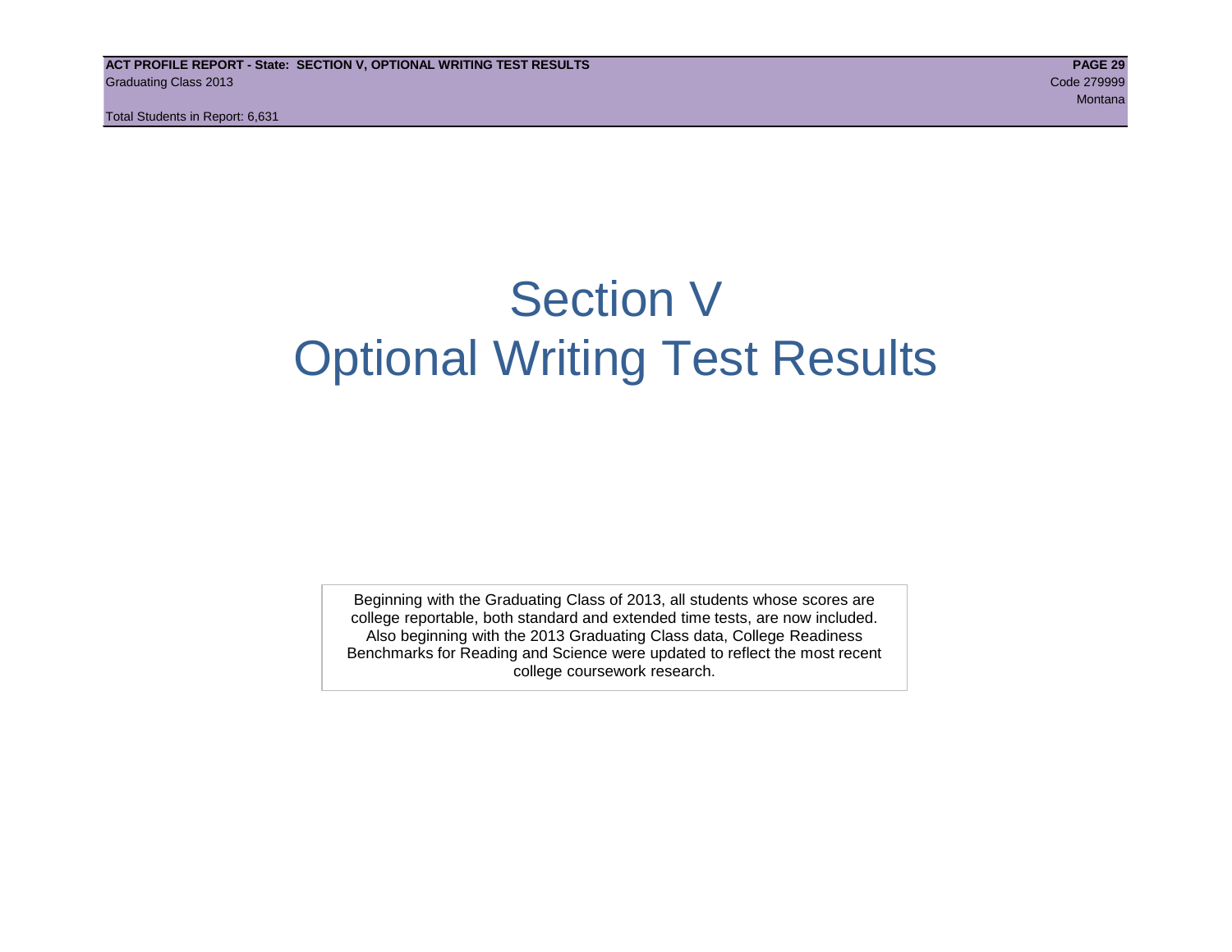# Section V
# Optional Writing Test Results

Beginning with the Graduating Class of 2013, all students whose scores are college reportable, both standard and extended time tests, are now included. Also beginning with the 2013 Graduating Class data, College Readiness Benchmarks for Reading and Science were updated to reflect the most recent college coursework research.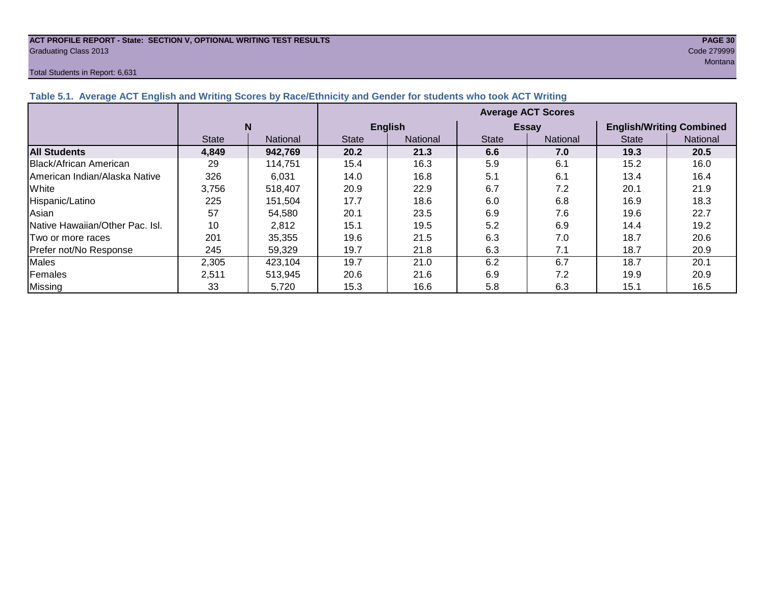**ACT PROFILE REPORT - State: SECTION V, OPTIONAL WRITING TEST RESULTS**
Graduating Class 2013
Code 279999
Montana

Total Students in Report: 6,631

### Table 5.1. Average ACT English and Writing Scores by Race/Ethnicity and Gender for students who took ACT Writing

| | N | | Average ACT Scores | | | | | |
|---|---|---|---|---|---|---|---|---|
| | | | English | | Essay | | English/Writing Combined | |
| | State | National | State | National | State | National | State | National |
| **All Students** | **4,849** | **942,769** | **20.2** | **21.3** | **6.6** | **7.0** | **19.3** | **20.5** |
| Black/African American | 29 | 114,751 | 15.4 | 16.3 | 5.9 | 6.1 | 15.2 | 16.0 |
| American Indian/Alaska Native | 326 | 6,031 | 14.0 | 16.8 | 5.1 | 6.1 | 13.4 | 16.4 |
| White | 3,756 | 518,407 | 20.9 | 22.9 | 6.7 | 7.2 | 20.1 | 21.9 |
| Hispanic/Latino | 225 | 151,504 | 17.7 | 18.6 | 6.0 | 6.8 | 16.9 | 18.3 |
| Asian | 57 | 54,580 | 20.1 | 23.5 | 6.9 | 7.6 | 19.6 | 22.7 |
| Native Hawaiian/Other Pac. Isl. | 10 | 2,812 | 15.1 | 19.5 | 5.2 | 6.9 | 14.4 | 19.2 |
| Two or more races | 201 | 35,355 | 19.6 | 21.5 | 6.3 | 7.0 | 18.7 | 20.6 |
| Prefer not/No Response | 245 | 59,329 | 19.7 | 21.8 | 6.3 | 7.1 | 18.7 | 20.9 |
| Males | 2,305 | 423,104 | 19.7 | 21.0 | 6.2 | 6.7 | 18.7 | 20.1 |
| Females | 2,511 | 513,945 | 20.6 | 21.6 | 6.9 | 7.2 | 19.9 | 20.9 |
| Missing | 33 | 5,720 | 15.3 | 16.6 | 5.8 | 6.3 | 15.1 | 16.5 |